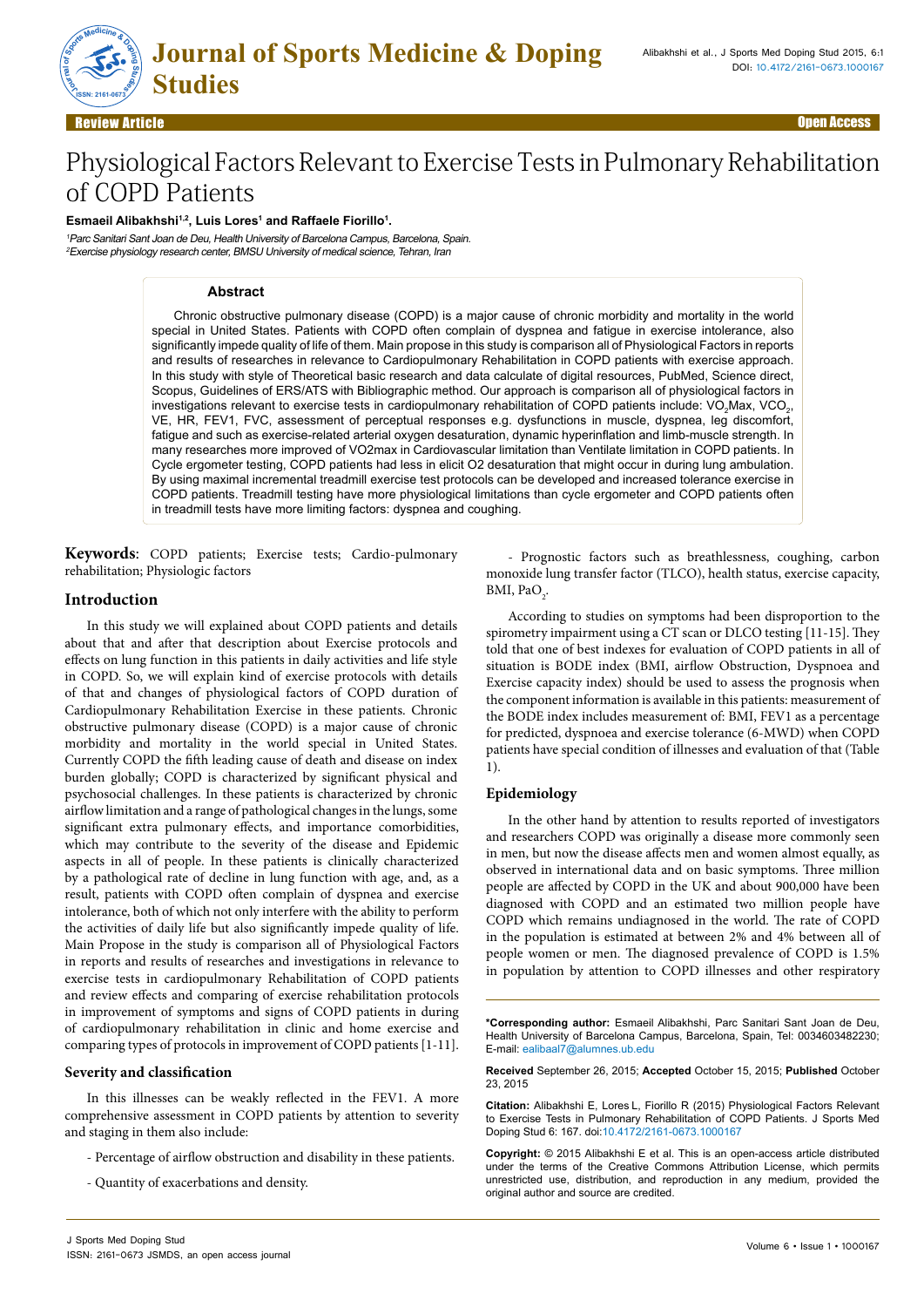Review Article | Open Access

# Physiological Factors Relevant to Exercise Tests in Pulmonary Rehabilitation of COPD Patients

**Esmaeil Alibakhshi[1,2], Luis Lores[1] and Raffaele Fiorillo[1].**

[1] *Parc Sanitari Sant Joan de Deu, Health University of Barcelona Campus, Barcelona, Spain.*
[2] *Exercise physiology research center, BMSU University of medical science, Tehran, Iran*

## Abstract

Chronic obstructive pulmonary disease (COPD) is a major cause of chronic morbidity and mortality in the world special in United States. Patients with COPD often complain of dyspnea and fatigue in exercise intolerance, also significantly impede quality of life of them. Main propose in this study is comparison all of Physiological Factors in reports and results of researches in relevance to Cardiopulmonary Rehabilitation in COPD patients with exercise approach. In this study with style of Theoretical basic research and data calculate of digital resources, PubMed, Science direct, Scopus, Guidelines of ERS/ATS with Bibliographic method. Our approach is comparison all of physiological factors in investigations relevant to exercise tests in cardiopulmonary rehabilitation of COPD patients include: $VO_2$Max, $VCO_2$, VE, HR, FEV1, FVC, assessment of perceptual responses e.g. dysfunctions in muscle, dyspnea, leg discomfort, fatigue and such as exercise-related arterial oxygen desaturation, dynamic hyperinflation and limb-muscle strength. In many researches more improved of VO2max in Cardiovascular limitation than Ventilate limitation in COPD patients. In Cycle ergometer testing, COPD patients had less in elicit O2 desaturation that might occur in during lung ambulation. By using maximal incremental treadmill exercise test protocols can be developed and increased tolerance exercise in COPD patients. Treadmill testing have more physiological limitations than cycle ergometer and COPD patients often in treadmill tests have more limiting factors: dyspnea and coughing.

**Keywords**: COPD patients; Exercise tests; Cardio-pulmonary rehabilitation; Physiologic factors

## Introduction

In this study we will explained about COPD patients and details about that and after that description about Exercise protocols and effects on lung function in this patients in daily activities and life style in COPD. So, we will explain kind of exercise protocols with details of that and changes of physiological factors of COPD duration of Cardiopulmonary Rehabilitation Exercise in these patients. Chronic obstructive pulmonary disease (COPD) is a major cause of chronic morbidity and mortality in the world special in United States. Currently COPD the fifth leading cause of death and disease on index burden globally; COPD is characterized by significant physical and psychosocial challenges. In these patients is characterized by chronic airflow limitation and a range of pathological changes in the lungs, some significant extra pulmonary effects, and importance comorbidities, which may contribute to the severity of the disease and Epidemic aspects in all of people. In these patients is clinically characterized by a pathological rate of decline in lung function with age, and, as a result, patients with COPD often complain of dyspnea and exercise intolerance, both of which not only interfere with the ability to perform the activities of daily life but also significantly impede quality of life. Main Propose in the study is comparison all of Physiological Factors in reports and results of researches and investigations in relevance to exercise tests in cardiopulmonary Rehabilitation of COPD patients and review effects and comparing of exercise rehabilitation protocols in improvement of symptoms and signs of COPD patients in during of cardiopulmonary rehabilitation in clinic and home exercise and comparing types of protocols in improvement of COPD patients [1-11].

### Severity and classification

In this illnesses can be weakly reflected in the FEV1. A more comprehensive assessment in COPD patients by attention to severity and staging in them also include:

- Percentage of airflow obstruction and disability in these patients.

- Quantity of exacerbations and density.

- Prognostic factors such as breathlessness, coughing, carbon monoxide lung transfer factor (TLCO), health status, exercise capacity, BMI, $PaO_2$.

According to studies on symptoms had been disproportion to the spirometry impairment using a CT scan or DLCO testing [11-15]. They told that one of best indexes for evaluation of COPD patients in all of situation is BODE index (BMI, airflow Obstruction, Dyspnoea and Exercise capacity index) should be used to assess the prognosis when the component information is available in this patients: measurement of the BODE index includes measurement of: BMI, FEV1 as a percentage for predicted, dyspnoea and exercise tolerance (6-MWD) when COPD patients have special condition of illnesses and evaluation of that (Table 1).

### Epidemiology

In the other hand by attention to results reported of investigators and researchers COPD was originally a disease more commonly seen in men, but now the disease affects men and women almost equally, as observed in international data and on basic symptoms. Three million people are affected by COPD in the UK and about 900,000 have been diagnosed with COPD and an estimated two million people have COPD which remains undiagnosed in the world. The rate of COPD in the population is estimated at between 2% and 4% between all of people women or men. The diagnosed prevalence of COPD is 1.5% in population by attention to COPD illnesses and other respiratory

---

**\*Corresponding author:** Esmaeil Alibakhshi, Parc Sanitari Sant Joan de Deu, Health University of Barcelona Campus, Barcelona, Spain, Tel: 0034603482230; E-mail: ealibaal7@alumnes.ub.edu

**Received** September 26, 2015; **Accepted** October 15, 2015; **Published** October 23, 2015

**Citation:** Alibakhshi E, Lores L, Fiorillo R (2015) Physiological Factors Relevant to Exercise Tests in Pulmonary Rehabilitation of COPD Patients. J Sports Med Doping Stud 6: 167. doi:10.4172/2161-0673.1000167

**Copyright:** © 2015 Alibakhshi E et al. This is an open-access article distributed under the terms of the Creative Commons Attribution License, which permits unrestricted use, distribution, and reproduction in any medium, provided the original author and source are credited.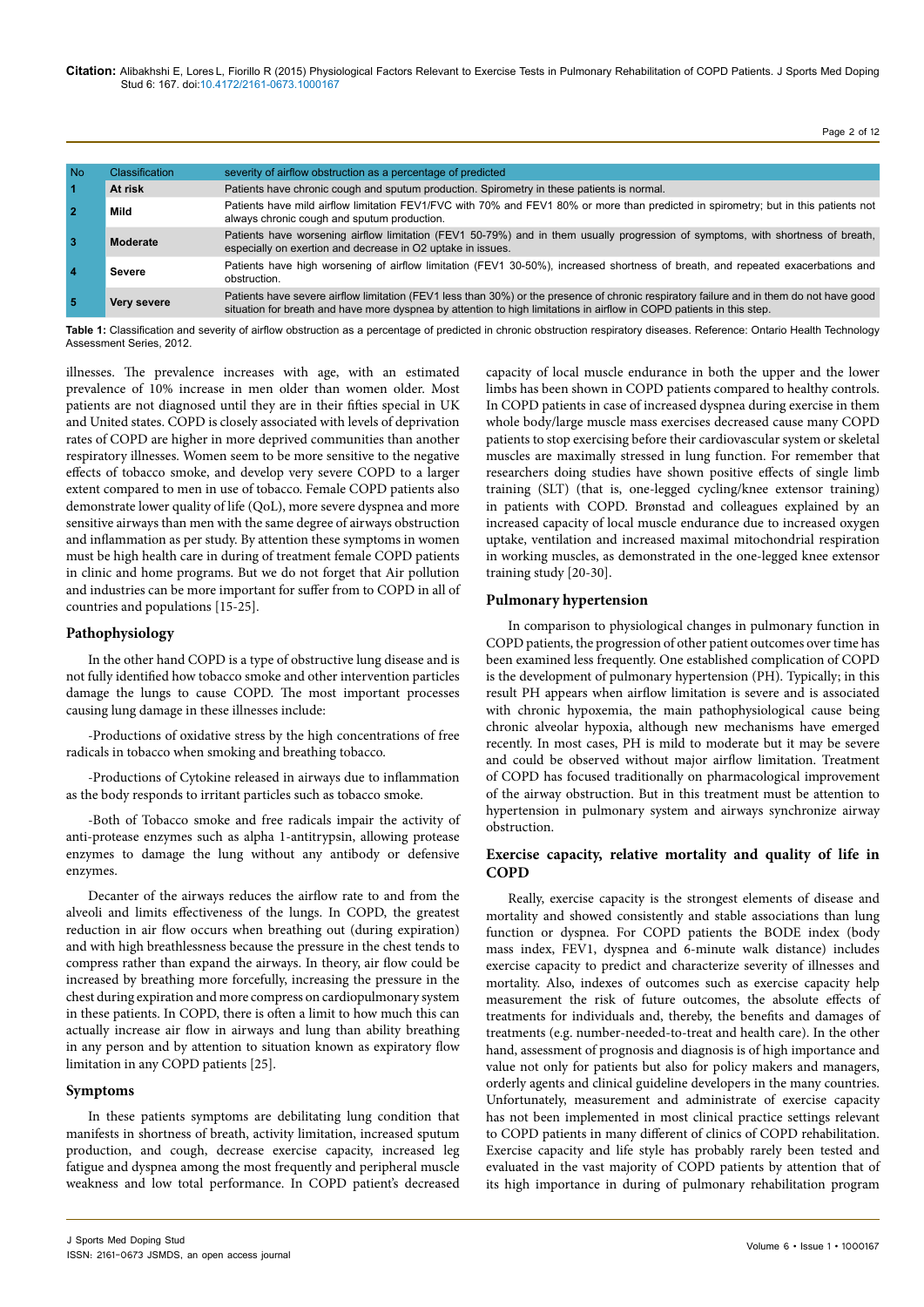| No | Classification | severity of airflow obstruction as a percentage of predicted |
|---|---|---|
| 1 | **At risk** | Patients have chronic cough and sputum production. Spirometry in these patients is normal. |
| 2 | **Mild** | Patients have mild airflow limitation FEV1/FVC with 70% and FEV1 80% or more than predicted in spirometry; but in this patients not always chronic cough and sputum production. |
| 3 | **Moderate** | Patients have worsening airflow limitation (FEV1 50-79%) and in them usually progression of symptoms, with shortness of breath, especially on exertion and decrease in O2 uptake in issues. |
| 4 | **Severe** | Patients have high worsening of airflow limitation (FEV1 30-50%), increased shortness of breath, and repeated exacerbations and obstruction. |
| 5 | **Very severe** | Patients have severe airflow limitation (FEV1 less than 30%) or the presence of chronic respiratory failure and in them do not have good situation for breath and have more dyspnea by attention to high limitations in airflow in COPD patients in this step. |

**Table 1:** Classification and severity of airflow obstruction as a percentage of predicted in chronic obstruction respiratory diseases. Reference: Ontario Health Technology Assessment Series, 2012.

illnesses. The prevalence increases with age, with an estimated prevalence of 10% increase in men older than women older. Most patients are not diagnosed until they are in their fifties special in UK and United states. COPD is closely associated with levels of deprivation rates of COPD are higher in more deprived communities than another respiratory illnesses. Women seem to be more sensitive to the negative effects of tobacco smoke, and develop very severe COPD to a larger extent compared to men in use of tobacco. Female COPD patients also demonstrate lower quality of life (QoL), more severe dyspnea and more sensitive airways than men with the same degree of airways obstruction and inflammation as per study. By attention these symptoms in women must be high health care in during of treatment female COPD patients in clinic and home programs. But we do not forget that Air pollution and industries can be more important for suffer from to COPD in all of countries and populations [15-25].

## Pathophysiology

In the other hand COPD is a type of obstructive lung disease and is not fully identified how tobacco smoke and other intervention particles damage the lungs to cause COPD. The most important processes causing lung damage in these illnesses include:

-Productions of oxidative stress by the high concentrations of free radicals in tobacco when smoking and breathing tobacco.

-Productions of Cytokine released in airways due to inflammation as the body responds to irritant particles such as tobacco smoke.

-Both of Tobacco smoke and free radicals impair the activity of anti-protease enzymes such as alpha 1-antitrypsin, allowing protease enzymes to damage the lung without any antibody or defensive enzymes.

Decanter of the airways reduces the airflow rate to and from the alveoli and limits effectiveness of the lungs. In COPD, the greatest reduction in air flow occurs when breathing out (during expiration) and with high breathlessness because the pressure in the chest tends to compress rather than expand the airways. In theory, air flow could be increased by breathing more forcefully, increasing the pressure in the chest during expiration and more compress on cardiopulmonary system in these patients. In COPD, there is often a limit to how much this can actually increase air flow in airways and lung than ability breathing in any person and by attention to situation known as expiratory flow limitation in any COPD patients [25].

## Symptoms

In these patients symptoms are debilitating lung condition that manifests in shortness of breath, activity limitation, increased sputum production, and cough, decrease exercise capacity, increased leg fatigue and dyspnea among the most frequently and peripheral muscle weakness and low total performance. In COPD patient's decreased capacity of local muscle endurance in both the upper and the lower limbs has been shown in COPD patients compared to healthy controls. In COPD patients in case of increased dyspnea during exercise in them whole body/large muscle mass exercises decreased cause many COPD patients to stop exercising before their cardiovascular system or skeletal muscles are maximally stressed in lung function. For remember that researchers doing studies have shown positive effects of single limb training (SLT) (that is, one-legged cycling/knee extensor training) in patients with COPD. Brønstad and colleagues explained by an increased capacity of local muscle endurance due to increased oxygen uptake, ventilation and increased maximal mitochondrial respiration in working muscles, as demonstrated in the one-legged knee extensor training study [20-30].

## Pulmonary hypertension

In comparison to physiological changes in pulmonary function in COPD patients, the progression of other patient outcomes over time has been examined less frequently. One established complication of COPD is the development of pulmonary hypertension (PH). Typically; in this result PH appears when airflow limitation is severe and is associated with chronic hypoxemia, the main pathophysiological cause being chronic alveolar hypoxia, although new mechanisms have emerged recently. In most cases, PH is mild to moderate but it may be severe and could be observed without major airflow limitation. Treatment of COPD has focused traditionally on pharmacological improvement of the airway obstruction. But in this treatment must be attention to hypertension in pulmonary system and airways synchronize airway obstruction.

## Exercise capacity, relative mortality and quality of life in COPD

Really, exercise capacity is the strongest elements of disease and mortality and showed consistently and stable associations than lung function or dyspnea. For COPD patients the BODE index (body mass index, FEV1, dyspnea and 6-minute walk distance) includes exercise capacity to predict and characterize severity of illnesses and mortality. Also, indexes of outcomes such as exercise capacity help measurement the risk of future outcomes, the absolute effects of treatments for individuals and, thereby, the benefits and damages of treatments (e.g. number-needed-to-treat and health care). In the other hand, assessment of prognosis and diagnosis is of high importance and value not only for patients but also for policy makers and managers, orderly agents and clinical guideline developers in the many countries. Unfortunately, measurement and administrate of exercise capacity has not been implemented in most clinical practice settings relevant to COPD patients in many different of clinics of COPD rehabilitation. Exercise capacity and life style has probably rarely been tested and evaluated in the vast majority of COPD patients by attention that of its high importance in during of pulmonary rehabilitation program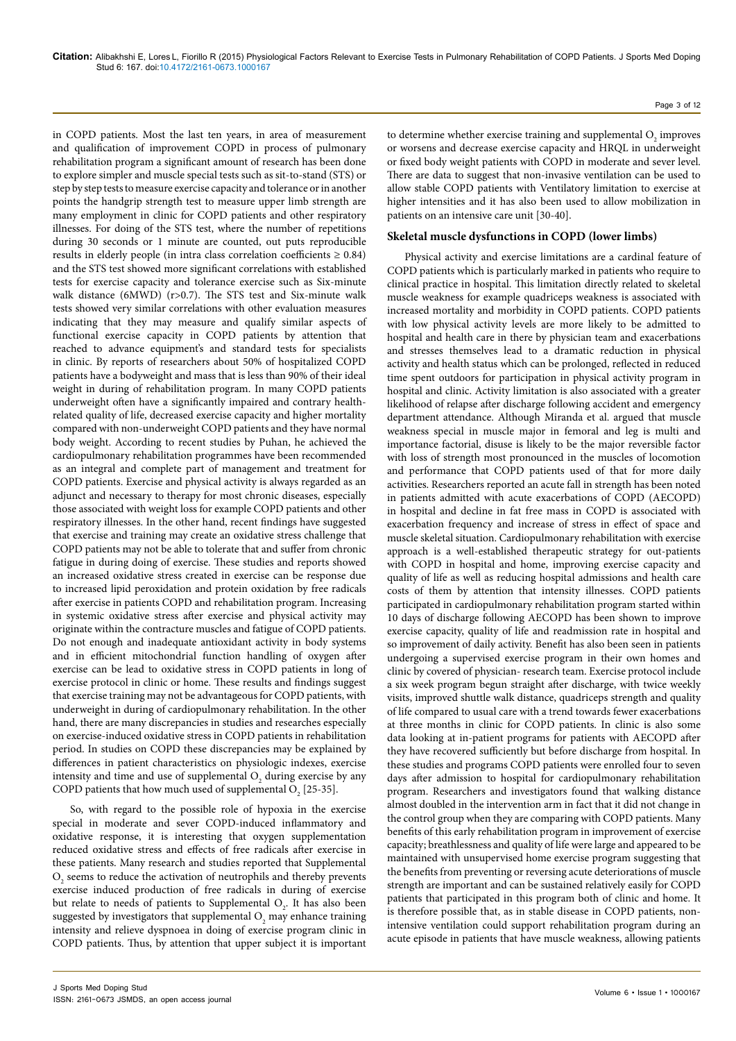in COPD patients. Most the last ten years, in area of measurement and qualification of improvement COPD in process of pulmonary rehabilitation program a significant amount of research has been done to explore simpler and muscle special tests such as sit-to-stand (STS) or step by step tests to measure exercise capacity and tolerance or in another points the handgrip strength test to measure upper limb strength are many employment in clinic for COPD patients and other respiratory illnesses. For doing of the STS test, where the number of repetitions during 30 seconds or 1 minute are counted, out puts reproducible results in elderly people (in intra class correlation coefficients ≥ 0.84) and the STS test showed more significant correlations with established tests for exercise capacity and tolerance exercise such as Six-minute walk distance (6MWD) (r>0.7). The STS test and Six-minute walk tests showed very similar correlations with other evaluation measures indicating that they may measure and qualify similar aspects of functional exercise capacity in COPD patients by attention that reached to advance equipment's and standard tests for specialists in clinic. By reports of researchers about 50% of hospitalized COPD patients have a bodyweight and mass that is less than 90% of their ideal weight in during of rehabilitation program. In many COPD patients underweight often have a significantly impaired and contrary health-related quality of life, decreased exercise capacity and higher mortality compared with non-underweight COPD patients and they have normal body weight. According to recent studies by Puhan, he achieved the cardiopulmonary rehabilitation programmes have been recommended as an integral and complete part of management and treatment for COPD patients. Exercise and physical activity is always regarded as an adjunct and necessary to therapy for most chronic diseases, especially those associated with weight loss for example COPD patients and other respiratory illnesses. In the other hand, recent findings have suggested that exercise and training may create an oxidative stress challenge that COPD patients may not be able to tolerate that and suffer from chronic fatigue in during doing of exercise. These studies and reports showed an increased oxidative stress created in exercise can be response due to increased lipid peroxidation and protein oxidation by free radicals after exercise in patients COPD and rehabilitation program. Increasing in systemic oxidative stress after exercise and physical activity may originate within the contracture muscles and fatigue of COPD patients. Do not enough and inadequate antioxidant activity in body systems and in efficient mitochondrial function handling of oxygen after exercise can be lead to oxidative stress in COPD patients in long of exercise protocol in clinic or home. These results and findings suggest that exercise training may not be advantageous for COPD patients, with underweight in during of cardiopulmonary rehabilitation. In the other hand, there are many discrepancies in studies and researches especially on exercise-induced oxidative stress in COPD patients in rehabilitation period. In studies on COPD these discrepancies may be explained by differences in patient characteristics on physiologic indexes, exercise intensity and time and use of supplemental $O_2$ during exercise by any COPD patients that how much used of supplemental $O_2$ [25-35].

So, with regard to the possible role of hypoxia in the exercise special in moderate and sever COPD-induced inflammatory and oxidative response, it is interesting that oxygen supplementation reduced oxidative stress and effects of free radicals after exercise in these patients. Many research and studies reported that Supplemental $O_2$ seems to reduce the activation of neutrophils and thereby prevents exercise induced production of free radicals in during of exercise but relate to needs of patients to Supplemental $O_2$. It has also been suggested by investigators that supplemental $O_2$ may enhance training intensity and relieve dyspnoea in doing of exercise program clinic in COPD patients. Thus, by attention that upper subject it is important to determine whether exercise training and supplemental $O_2$ improves or worsens and decrease exercise capacity and HRQL in underweight or fixed body weight patients with COPD in moderate and sever level. There are data to suggest that non-invasive ventilation can be used to allow stable COPD patients with Ventilatory limitation to exercise at higher intensities and it has also been used to allow mobilization in patients on an intensive care unit [30-40].

## Skeletal muscle dysfunctions in COPD (lower limbs)

Physical activity and exercise limitations are a cardinal feature of COPD patients which is particularly marked in patients who require to clinical practice in hospital. This limitation directly related to skeletal muscle weakness for example quadriceps weakness is associated with increased mortality and morbidity in COPD patients. COPD patients with low physical activity levels are more likely to be admitted to hospital and health care in there by physician team and exacerbations and stresses themselves lead to a dramatic reduction in physical activity and health status which can be prolonged, reflected in reduced time spent outdoors for participation in physical activity program in hospital and clinic. Activity limitation is also associated with a greater likelihood of relapse after discharge following accident and emergency department attendance. Although Miranda et al. argued that muscle weakness special in muscle major in femoral and leg is multi and importance factorial, disuse is likely to be the major reversible factor with loss of strength most pronounced in the muscles of locomotion and performance that COPD patients used of that for more daily activities. Researchers reported an acute fall in strength has been noted in patients admitted with acute exacerbations of COPD (AECOPD) in hospital and decline in fat free mass in COPD is associated with exacerbation frequency and increase of stress in effect of space and muscle skeletal situation. Cardiopulmonary rehabilitation with exercise approach is a well-established therapeutic strategy for out-patients with COPD in hospital and home, improving exercise capacity and quality of life as well as reducing hospital admissions and health care costs of them by attention that intensity illnesses. COPD patients participated in cardiopulmonary rehabilitation program started within 10 days of discharge following AECOPD has been shown to improve exercise capacity, quality of life and readmission rate in hospital and so improvement of daily activity. Benefit has also been seen in patients undergoing a supervised exercise program in their own homes and clinic by covered of physician- research team. Exercise protocol include a six week program begun straight after discharge, with twice weekly visits, improved shuttle walk distance, quadriceps strength and quality of life compared to usual care with a trend towards fewer exacerbations at three months in clinic for COPD patients. In clinic is also some data looking at in-patient programs for patients with AECOPD after they have recovered sufficiently but before discharge from hospital. In these studies and programs COPD patients were enrolled four to seven days after admission to hospital for cardiopulmonary rehabilitation program. Researchers and investigators found that walking distance almost doubled in the intervention arm in fact that it did not change in the control group when they are comparing with COPD patients. Many benefits of this early rehabilitation program in improvement of exercise capacity; breathlessness and quality of life were large and appeared to be maintained with unsupervised home exercise program suggesting that the benefits from preventing or reversing acute deteriorations of muscle strength are important and can be sustained relatively easily for COPD patients that participated in this program both of clinic and home. It is therefore possible that, as in stable disease in COPD patients, non-intensive ventilation could support rehabilitation program during an acute episode in patients that have muscle weakness, allowing patients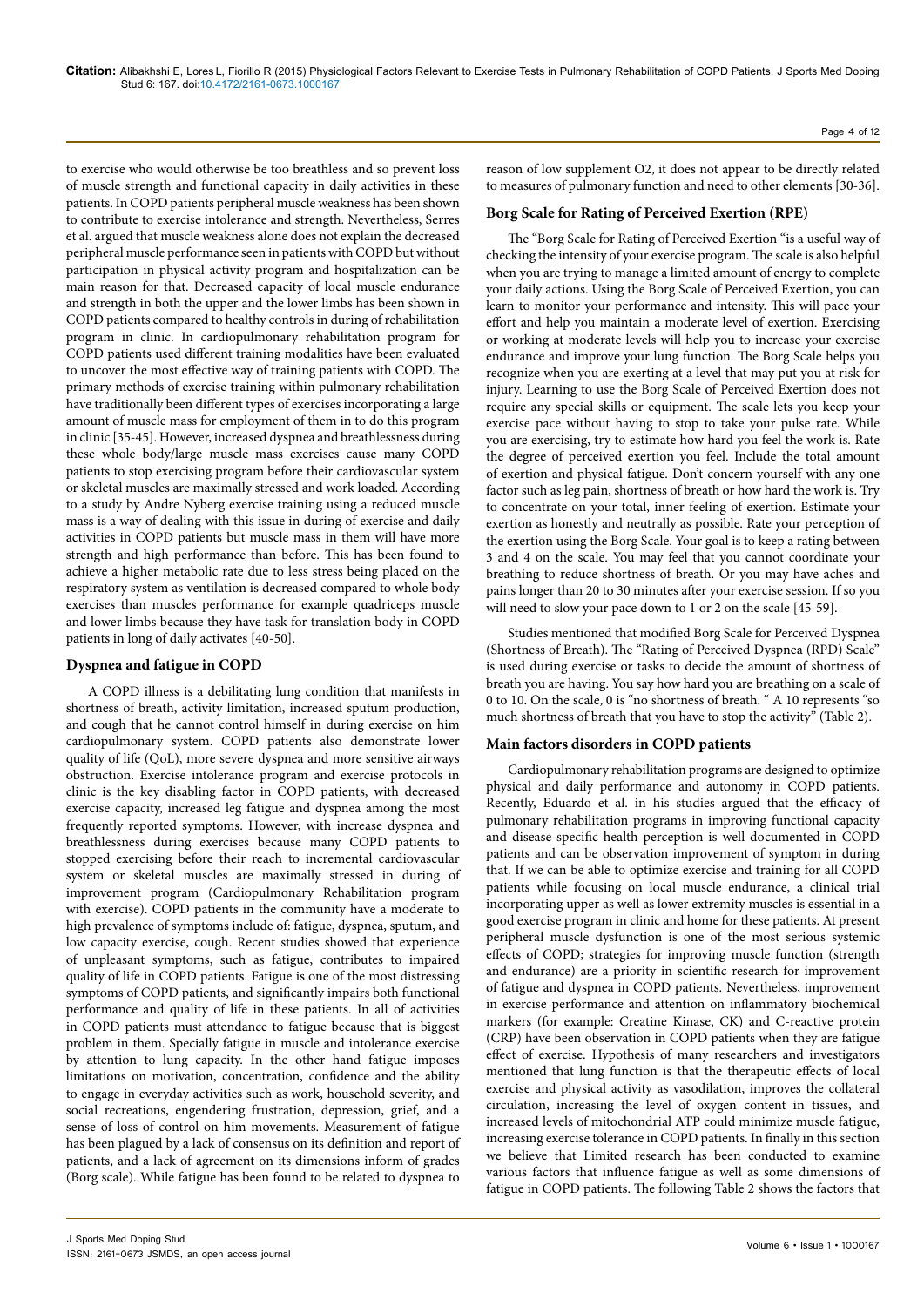to exercise who would otherwise be too breathless and so prevent loss of muscle strength and functional capacity in daily activities in these patients. In COPD patients peripheral muscle weakness has been shown to contribute to exercise intolerance and strength. Nevertheless, Serres et al. argued that muscle weakness alone does not explain the decreased peripheral muscle performance seen in patients with COPD but without participation in physical activity program and hospitalization can be main reason for that. Decreased capacity of local muscle endurance and strength in both the upper and the lower limbs has been shown in COPD patients compared to healthy controls in during of rehabilitation program in clinic. In cardiopulmonary rehabilitation program for COPD patients used different training modalities have been evaluated to uncover the most effective way of training patients with COPD. The primary methods of exercise training within pulmonary rehabilitation have traditionally been different types of exercises incorporating a large amount of muscle mass for employment of them in to do this program in clinic [35-45]. However, increased dyspnea and breathlessness during these whole body/large muscle mass exercises cause many COPD patients to stop exercising program before their cardiovascular system or skeletal muscles are maximally stressed and work loaded. According to a study by Andre Nyberg exercise training using a reduced muscle mass is a way of dealing with this issue in during of exercise and daily activities in COPD patients but muscle mass in them will have more strength and high performance than before. This has been found to achieve a higher metabolic rate due to less stress being placed on the respiratory system as ventilation is decreased compared to whole body exercises than muscles performance for example quadriceps muscle and lower limbs because they have task for translation body in COPD patients in long of daily activates [40-50].

## Dyspnea and fatigue in COPD

A COPD illness is a debilitating lung condition that manifests in shortness of breath, activity limitation, increased sputum production, and cough that he cannot control himself in during exercise on him cardiopulmonary system. COPD patients also demonstrate lower quality of life (QoL), more severe dyspnea and more sensitive airways obstruction. Exercise intolerance program and exercise protocols in clinic is the key disabling factor in COPD patients, with decreased exercise capacity, increased leg fatigue and dyspnea among the most frequently reported symptoms. However, with increase dyspnea and breathlessness during exercises because many COPD patients to stopped exercising before their reach to incremental cardiovascular system or skeletal muscles are maximally stressed in during of improvement program (Cardiopulmonary Rehabilitation program with exercise). COPD patients in the community have a moderate to high prevalence of symptoms include of: fatigue, dyspnea, sputum, and low capacity exercise, cough. Recent studies showed that experience of unpleasant symptoms, such as fatigue, contributes to impaired quality of life in COPD patients. Fatigue is one of the most distressing symptoms of COPD patients, and significantly impairs both functional performance and quality of life in these patients. In all of activities in COPD patients must attendance to fatigue because that is biggest problem in them. Specially fatigue in muscle and intolerance exercise by attention to lung capacity. In the other hand fatigue imposes limitations on motivation, concentration, confidence and the ability to engage in everyday activities such as work, household severity, and social recreations, engendering frustration, depression, grief, and a sense of loss of control on him movements. Measurement of fatigue has been plagued by a lack of consensus on its definition and report of patients, and a lack of agreement on its dimensions inform of grades (Borg scale). While fatigue has been found to be related to dyspnea to reason of low supplement O2, it does not appear to be directly related to measures of pulmonary function and need to other elements [30-36].

## Borg Scale for Rating of Perceived Exertion (RPE)

The "Borg Scale for Rating of Perceived Exertion "is a useful way of checking the intensity of your exercise program. The scale is also helpful when you are trying to manage a limited amount of energy to complete your daily actions. Using the Borg Scale of Perceived Exertion, you can learn to monitor your performance and intensity. This will pace your effort and help you maintain a moderate level of exertion. Exercising or working at moderate levels will help you to increase your exercise endurance and improve your lung function. The Borg Scale helps you recognize when you are exerting at a level that may put you at risk for injury. Learning to use the Borg Scale of Perceived Exertion does not require any special skills or equipment. The scale lets you keep your exercise pace without having to stop to take your pulse rate. While you are exercising, try to estimate how hard you feel the work is. Rate the degree of perceived exertion you feel. Include the total amount of exertion and physical fatigue. Don't concern yourself with any one factor such as leg pain, shortness of breath or how hard the work is. Try to concentrate on your total, inner feeling of exertion. Estimate your exertion as honestly and neutrally as possible. Rate your perception of the exertion using the Borg Scale. Your goal is to keep a rating between 3 and 4 on the scale. You may feel that you cannot coordinate your breathing to reduce shortness of breath. Or you may have aches and pains longer than 20 to 30 minutes after your exercise session. If so you will need to slow your pace down to 1 or 2 on the scale [45-59].

Studies mentioned that modified Borg Scale for Perceived Dyspnea (Shortness of Breath). The "Rating of Perceived Dyspnea (RPD) Scale" is used during exercise or tasks to decide the amount of shortness of breath you are having. You say how hard you are breathing on a scale of 0 to 10. On the scale, 0 is "no shortness of breath. " A 10 represents "so much shortness of breath that you have to stop the activity" (Table 2).

## Main factors disorders in COPD patients

Cardiopulmonary rehabilitation programs are designed to optimize physical and daily performance and autonomy in COPD patients. Recently, Eduardo et al. in his studies argued that the efficacy of pulmonary rehabilitation programs in improving functional capacity and disease-specific health perception is well documented in COPD patients and can be observation improvement of symptom in during that. If we can be able to optimize exercise and training for all COPD patients while focusing on local muscle endurance, a clinical trial incorporating upper as well as lower extremity muscles is essential in a good exercise program in clinic and home for these patients. At present peripheral muscle dysfunction is one of the most serious systemic effects of COPD; strategies for improving muscle function (strength and endurance) are a priority in scientific research for improvement of fatigue and dyspnea in COPD patients. Nevertheless, improvement in exercise performance and attention on inflammatory biochemical markers (for example: Creatine Kinase, CK) and C-reactive protein (CRP) have been observation in COPD patients when they are fatigue effect of exercise. Hypothesis of many researchers and investigators mentioned that lung function is that the therapeutic effects of local exercise and physical activity as vasodilation, improves the collateral circulation, increasing the level of oxygen content in tissues, and increased levels of mitochondrial ATP could minimize muscle fatigue, increasing exercise tolerance in COPD patients. In finally in this section we believe that Limited research has been conducted to examine various factors that influence fatigue as well as some dimensions of fatigue in COPD patients. The following Table 2 shows the factors that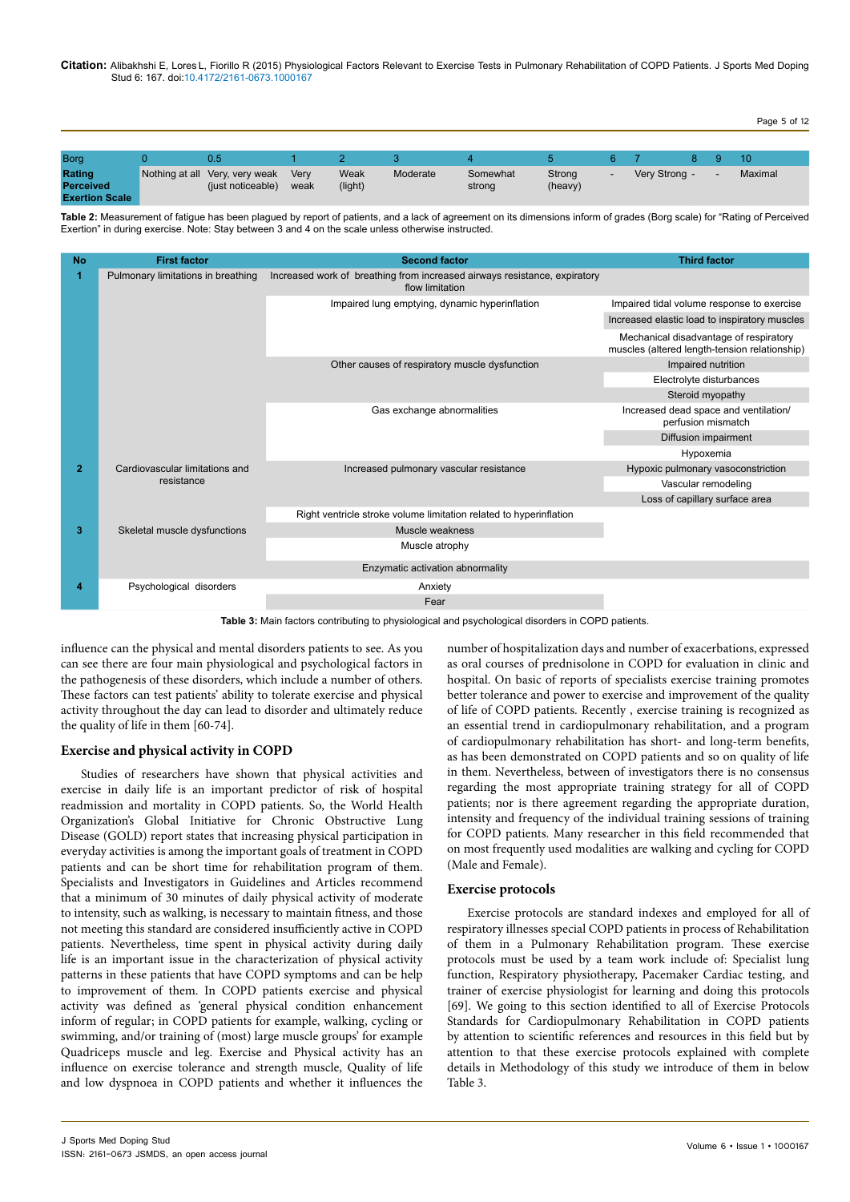| Borg | 0 | 0.5 | 1 | 2 | 3 | 4 | 5 | 6 | 7 | 8 | 9 | 10 |
|---|---|---|---|---|---|---|---|---|---|---|---|---|
| **Rating Perceived Exertion Scale** | Nothing at all | Very, very weak (just noticeable) | Very weak | Weak (light) | Moderate | Somewhat strong | Strong (heavy) | - | Very Strong | - | - | Maximal |

**Table 2:** Measurement of fatigue has been plagued by report of patients, and a lack of agreement on its dimensions inform of grades (Borg scale) for "Rating of Perceived Exertion" in during exercise. Note: Stay between 3 and 4 on the scale unless otherwise instructed.

| No | First factor | Second factor | Third factor |
|---|---|---|---|
| 1 | Pulmonary limitations in breathing | Increased work of breathing from increased airways resistance, expiratory flow limitation | |
| | | Impaired lung emptying, dynamic hyperinflation | Impaired tidal volume response to exercise |
| | | | Increased elastic load to inspiratory muscles |
| | | | Mechanical disadvantage of respiratory muscles (altered length-tension relationship) |
| | | Other causes of respiratory muscle dysfunction | Impaired nutrition |
| | | | Electrolyte disturbances |
| | | | Steroid myopathy |
| | | Gas exchange abnormalities | Increased dead space and ventilation/ perfusion mismatch |
| | | | Diffusion impairment |
| | | | Hypoxemia |
| 2 | Cardiovascular limitations and resistance | Increased pulmonary vascular resistance | Hypoxic pulmonary vasoconstriction |
| | | | Vascular remodeling |
| | | | Loss of capillary surface area |
| | | Right ventricle stroke volume limitation related to hyperinflation | |
| 3 | Skeletal muscle dysfunctions | Muscle weakness | |
| | | Muscle atrophy | |
| | | Enzymatic activation abnormality | |
| 4 | Psychological disorders | Anxiety | |
| | | Fear | |

**Table 3:** Main factors contributing to physiological and psychological disorders in COPD patients.

influence can the physical and mental disorders patients to see. As you can see there are four main physiological and psychological factors in the pathogenesis of these disorders, which include a number of others. These factors can test patients' ability to tolerate exercise and physical activity throughout the day can lead to disorder and ultimately reduce the quality of life in them [60-74].

## Exercise and physical activity in COPD

Studies of researchers have shown that physical activities and exercise in daily life is an important predictor of risk of hospital readmission and mortality in COPD patients. So, the World Health Organization's Global Initiative for Chronic Obstructive Lung Disease (GOLD) report states that increasing physical participation in everyday activities is among the important goals of treatment in COPD patients and can be short time for rehabilitation program of them. Specialists and Investigators in Guidelines and Articles recommend that a minimum of 30 minutes of daily physical activity of moderate to intensity, such as walking, is necessary to maintain fitness, and those not meeting this standard are considered insufficiently active in COPD patients. Nevertheless, time spent in physical activity during daily life is an important issue in the characterization of physical activity patterns in these patients that have COPD symptoms and can be help to improvement of them. In COPD patients exercise and physical activity was defined as 'general physical condition enhancement inform of regular; in COPD patients for example, walking, cycling or swimming, and/or training of (most) large muscle groups' for example Quadriceps muscle and leg. Exercise and Physical activity has an influence on exercise tolerance and strength muscle, Quality of life and low dyspnoea in COPD patients and whether it influences the number of hospitalization days and number of exacerbations, expressed as oral courses of prednisolone in COPD for evaluation in clinic and hospital. On basic of reports of specialists exercise training promotes better tolerance and power to exercise and improvement of the quality of life of COPD patients. Recently , exercise training is recognized as an essential trend in cardiopulmonary rehabilitation, and a program of cardiopulmonary rehabilitation has short- and long-term benefits, as has been demonstrated on COPD patients and so on quality of life in them. Nevertheless, between of investigators there is no consensus regarding the most appropriate training strategy for all of COPD patients; nor is there agreement regarding the appropriate duration, intensity and frequency of the individual training sessions of training for COPD patients. Many researcher in this field recommended that on most frequently used modalities are walking and cycling for COPD (Male and Female).

## Exercise protocols

Exercise protocols are standard indexes and employed for all of respiratory illnesses special COPD patients in process of Rehabilitation of them in a Pulmonary Rehabilitation program. These exercise protocols must be used by a team work include of: Specialist lung function, Respiratory physiotherapy, Pacemaker Cardiac testing, and trainer of exercise physiologist for learning and doing this protocols [69]. We going to this section identified to all of Exercise Protocols Standards for Cardiopulmonary Rehabilitation in COPD patients by attention to scientific references and resources in this field but by attention to that these exercise protocols explained with complete details in Methodology of this study we introduce of them in below Table 3.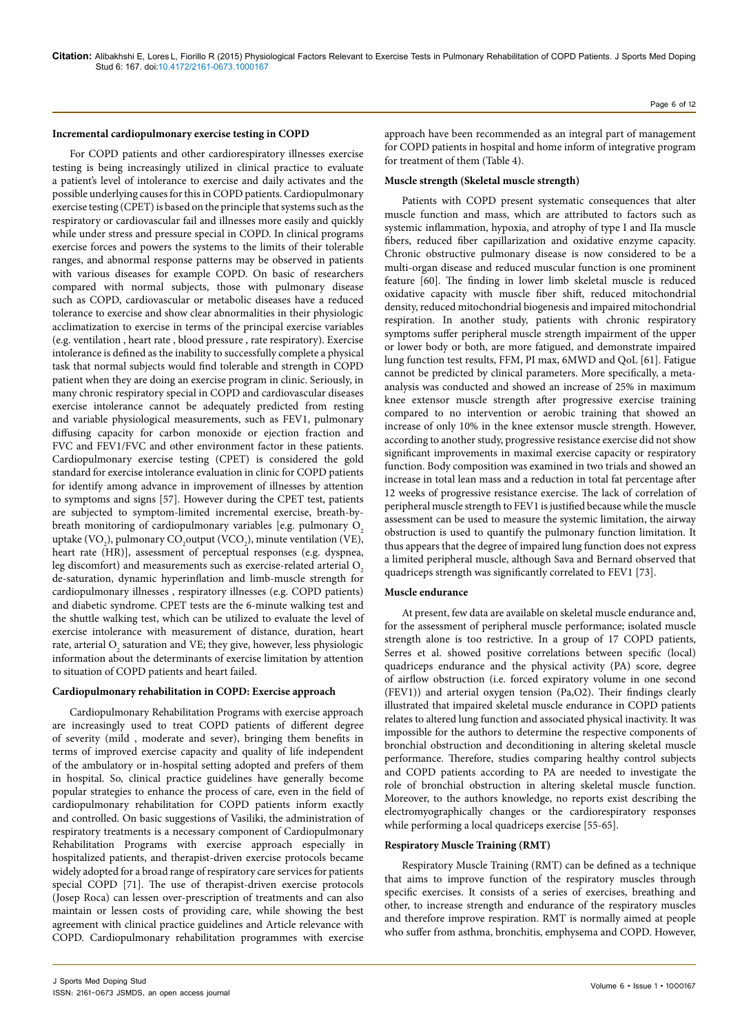### Incremental cardiopulmonary exercise testing in COPD

For COPD patients and other cardiorespiratory illnesses exercise testing is being increasingly utilized in clinical practice to evaluate a patient's level of intolerance to exercise and daily activates and the possible underlying causes for this in COPD patients. Cardiopulmonary exercise testing (CPET) is based on the principle that systems such as the respiratory or cardiovascular fail and illnesses more easily and quickly while under stress and pressure special in COPD. In clinical programs exercise forces and powers the systems to the limits of their tolerable ranges, and abnormal response patterns may be observed in patients with various diseases for example COPD. On basic of researchers compared with normal subjects, those with pulmonary disease such as COPD, cardiovascular or metabolic diseases have a reduced tolerance to exercise and show clear abnormalities in their physiologic acclimatization to exercise in terms of the principal exercise variables (e.g. ventilation , heart rate , blood pressure , rate respiratory). Exercise intolerance is defined as the inability to successfully complete a physical task that normal subjects would find tolerable and strength in COPD patient when they are doing an exercise program in clinic. Seriously, in many chronic respiratory special in COPD and cardiovascular diseases exercise intolerance cannot be adequately predicted from resting and variable physiological measurements, such as FEV1, pulmonary diffusing capacity for carbon monoxide or ejection fraction and FVC and FEV1/FVC and other environment factor in these patients. Cardiopulmonary exercise testing (CPET) is considered the gold standard for exercise intolerance evaluation in clinic for COPD patients for identify among advance in improvement of illnesses by attention to symptoms and signs [57]. However during the CPET test, patients are subjected to symptom-limited incremental exercise, breath-by-breath monitoring of cardiopulmonary variables [e.g. pulmonary $O_2$ uptake ($VO_2$), pulmonary $CO_2$output ($VCO_2$), minute ventilation (VE), heart rate (HR)], assessment of perceptual responses (e.g. dyspnea, leg discomfort) and measurements such as exercise-related arterial $O_2$ de-saturation, dynamic hyperinflation and limb-muscle strength for cardiopulmonary illnesses , respiratory illnesses (e.g. COPD patients) and diabetic syndrome. CPET tests are the 6-minute walking test and the shuttle walking test, which can be utilized to evaluate the level of exercise intolerance with measurement of distance, duration, heart rate, arterial $O_2$ saturation and VE; they give, however, less physiologic information about the determinants of exercise limitation by attention to situation of COPD patients and heart failed.

### Cardiopulmonary rehabilitation in COPD: Exercise approach

Cardiopulmonary Rehabilitation Programs with exercise approach are increasingly used to treat COPD patients of different degree of severity (mild , moderate and sever), bringing them benefits in terms of improved exercise capacity and quality of life independent of the ambulatory or in-hospital setting adopted and prefers of them in hospital. So, clinical practice guidelines have generally become popular strategies to enhance the process of care, even in the field of cardiopulmonary rehabilitation for COPD patients inform exactly and controlled. On basic suggestions of Vasiliki, the administration of respiratory treatments is a necessary component of Cardiopulmonary Rehabilitation Programs with exercise approach especially in hospitalized patients, and therapist-driven exercise protocols became widely adopted for a broad range of respiratory care services for patients special COPD [71]. The use of therapist-driven exercise protocols (Josep Roca) can lessen over-prescription of treatments and can also maintain or lessen costs of providing care, while showing the best agreement with clinical practice guidelines and Article relevance with COPD. Cardiopulmonary rehabilitation programmes with exercise approach have been recommended as an integral part of management for COPD patients in hospital and home inform of integrative program for treatment of them (Table 4).

### Muscle strength (Skeletal muscle strength)

Patients with COPD present systematic consequences that alter muscle function and mass, which are attributed to factors such as systemic inflammation, hypoxia, and atrophy of type I and IIa muscle fibers, reduced fiber capillarization and oxidative enzyme capacity. Chronic obstructive pulmonary disease is now considered to be a multi-organ disease and reduced muscular function is one prominent feature [60]. The finding in lower limb skeletal muscle is reduced oxidative capacity with muscle fiber shift, reduced mitochondrial density, reduced mitochondrial biogenesis and impaired mitochondrial respiration. In another study, patients with chronic respiratory symptoms suffer peripheral muscle strength impairment of the upper or lower body or both, are more fatigued, and demonstrate impaired lung function test results, FFM, PI max, 6MWD and QoL [61]. Fatigue cannot be predicted by clinical parameters. More specifically, a meta-analysis was conducted and showed an increase of 25% in maximum knee extensor muscle strength after progressive exercise training compared to no intervention or aerobic training that showed an increase of only 10% in the knee extensor muscle strength. However, according to another study, progressive resistance exercise did not show significant improvements in maximal exercise capacity or respiratory function. Body composition was examined in two trials and showed an increase in total lean mass and a reduction in total fat percentage after 12 weeks of progressive resistance exercise. The lack of correlation of peripheral muscle strength to FEV1 is justified because while the muscle assessment can be used to measure the systemic limitation, the airway obstruction is used to quantify the pulmonary function limitation. It thus appears that the degree of impaired lung function does not express a limited peripheral muscle, although Sava and Bernard observed that quadriceps strength was significantly correlated to FEV1 [73].

### Muscle endurance

At present, few data are available on skeletal muscle endurance and, for the assessment of peripheral muscle performance; isolated muscle strength alone is too restrictive. In a group of 17 COPD patients, Serres et al. showed positive correlations between specific (local) quadriceps endurance and the physical activity (PA) score, degree of airflow obstruction (i.e. forced expiratory volume in one second (FEV1)) and arterial oxygen tension (Pa,O2). Their findings clearly illustrated that impaired skeletal muscle endurance in COPD patients relates to altered lung function and associated physical inactivity. It was impossible for the authors to determine the respective components of bronchial obstruction and deconditioning in altering skeletal muscle performance. Therefore, studies comparing healthy control subjects and COPD patients according to PA are needed to investigate the role of bronchial obstruction in altering skeletal muscle function. Moreover, to the authors knowledge, no reports exist describing the electromyographically changes or the cardiorespiratory responses while performing a local quadriceps exercise [55-65].

### Respiratory Muscle Training (RMT)

Respiratory Muscle Training (RMT) can be defined as a technique that aims to improve function of the respiratory muscles through specific exercises. It consists of a series of exercises, breathing and other, to increase strength and endurance of the respiratory muscles and therefore improve respiration. RMT is normally aimed at people who suffer from asthma, bronchitis, emphysema and COPD. However,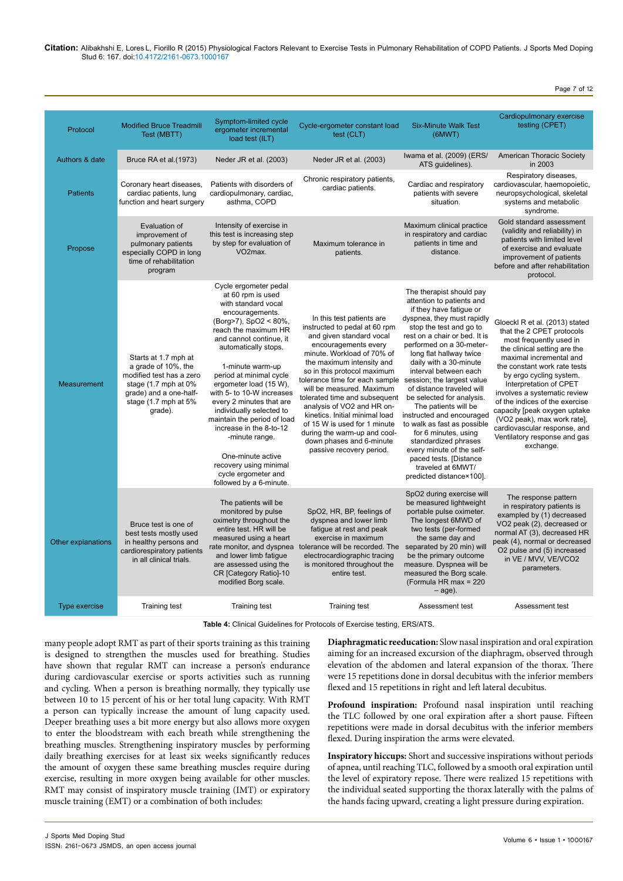| Protocol | Modified Bruce Treadmill Test (MBTT) | Symptom-limited cycle ergometer incremental load test (ILT) | Cycle-ergometer constant load test (CLT) | Six-Minute Walk Test (6MWT) | Cardiopulmonary exercise testing (CPET) |
|---|---|---|---|---|---|
| Authors & date | Bruce RA et al.(1973) | Neder JR et al. (2003) | Neder JR et al. (2003) | Iwama et al. (2009) (ERS/ ATS guidelines). | American Thoracic Society in 2003 |
| Patients | Coronary heart diseases, cardiac patients, lung function and heart surgery | Patients with disorders of cardiopulmonary, cardiac, asthma, COPD | Chronic respiratory patients, cardiac patients. | Cardiac and respiratory patients with severe situation. | Respiratory diseases, cardiovascular, haemopoietic, neuropsychological, skeletal systems and metabolic syndrome. |
| Propose | Evaluation of improvement of pulmonary patients especially COPD in long time of rehabilitation program | Intensity of exercise in this test is increasing step by step for evaluation of VO2max. | Maximum tolerance in patients. | Maximum clinical practice in respiratory and cardiac patients in time and distance. | Gold standard assessment (validity and reliability) in patients with limited level of exercise and evaluate improvement of patients before and after rehabilitation protocol. |
| Measurement | Starts at 1.7 mph at a grade of 10%, the modified test has a zero stage (1.7 mph at 0% grade) and a one-half-stage (1.7 mph at 5% grade). | Cycle ergometer pedal at 60 rpm is used with standard vocal encouragements. (Borg>7), SpO2 < 80%, reach the maximum HR and cannot continue, it automatically stops. 1-minute warm-up period at minimal cycle ergometer load (15 W), with 5- to 10-W increases every 2 minutes that are individually selected to maintain the period of load increase in the 8-to-12 -minute range. One-minute active recovery using minimal cycle ergometer and followed by a 6-minute. | In this test patients are instructed to pedal at 60 rpm and given standard vocal encouragements every minute. Workload of 70% of the maximum intensity and so in this protocol maximum tolerance time for each sample will be measured. Maximum tolerated time and subsequent analysis of VO2 and HR on-kinetics. Initial minimal load of 15 W is used for 1 minute during the warm-up and cool-down phases and 6-minute passive recovery period. | The therapist should pay attention to patients and if they have fatigue or dyspnea, they must rapidly stop the test and go to rest on a chair or bed. It is performed on a 30-meter-long flat hallway twice daily with a 30-minute interval between each session; the largest value of distance traveled will be selected for analysis. The patients will be instructed and encouraged to walk as fast as possible for 6 minutes, using standardized phrases every minute of the self-paced tests. [Distance traveled at 6MWT/ predicted distance×100]. | Gloeckl R et al. (2013) stated that the 2 CPET protocols most frequently used in the clinical setting are the maximal incremental and the constant work rate tests by ergo cycling system. Interpretation of CPET involves a systematic review of the indices of the exercise capacity [peak oxygen uptake (VO2 peak), max work rate], cardiovascular response, and Ventilatory response and gas exchange. |
| Other explanations | Bruce test is one of best tests mostly used in healthy persons and cardiorespiratory patients in all clinical trials. | The patients will be monitored by pulse oximetry throughout the entire test. HR will be measured using a heart rate monitor, and dyspnea and lower limb fatigue are assessed using the CR [Category Ratio]-10 modified Borg scale. | SpO2, HR, BP, feelings of dyspnea and lower limb fatigue at rest and peak exercise in maximum tolerance will be recorded. The electrocardiographic tracing is monitored throughout the entire test. | SpO2 during exercise will be measured lightweight portable pulse oximeter. The longest 6MWD of two tests (per-formed the same day and separated by 20 min) will be the primary outcome measure. Dyspnea will be measured the Borg scale. (Formula HR max = 220 – age). | The response pattern in respiratory patients is exampled by (1) decreased VO2 peak (2), decreased or normal AT (3), decreased HR peak (4), normal or decreased O2 pulse and (5) increased in VE / MVV, VE/VCO2 parameters. |
| Type exercise | Training test | Training test | Training test | Assessment test | Assessment test |

**Table 4:** Clinical Guidelines for Protocols of Exercise testing, ERS/ATS.

many people adopt RMT as part of their sports training as this training is designed to strengthen the muscles used for breathing. Studies have shown that regular RMT can increase a person's endurance during cardiovascular exercise or sports activities such as running and cycling. When a person is breathing normally, they typically use between 10 to 15 percent of his or her total lung capacity. With RMT a person can typically increase the amount of lung capacity used. Deeper breathing uses a bit more energy but also allows more oxygen to enter the bloodstream with each breath while strengthening the breathing muscles. Strengthening inspiratory muscles by performing daily breathing exercises for at least six weeks significantly reduces the amount of oxygen these same breathing muscles require during exercise, resulting in more oxygen being available for other muscles. RMT may consist of inspiratory muscle training (IMT) or expiratory muscle training (EMT) or a combination of both includes:

**Diaphragmatic reeducation:** Slow nasal inspiration and oral expiration aiming for an increased excursion of the diaphragm, observed through elevation of the abdomen and lateral expansion of the thorax. There were 15 repetitions done in dorsal decubitus with the inferior members flexed and 15 repetitions in right and left lateral decubitus.

**Profound inspiration:** Profound nasal inspiration until reaching the TLC followed by one oral expiration after a short pause. Fifteen repetitions were made in dorsal decubitus with the inferior members flexed. During inspiration the arms were elevated.

**Inspiratory hiccups:** Short and successive inspirations without periods of apnea, until reaching TLC, followed by a smooth oral expiration until the level of expiratory repose. There were realized 15 repetitions with the individual seated supporting the thorax laterally with the palms of the hands facing upward, creating a light pressure during expiration.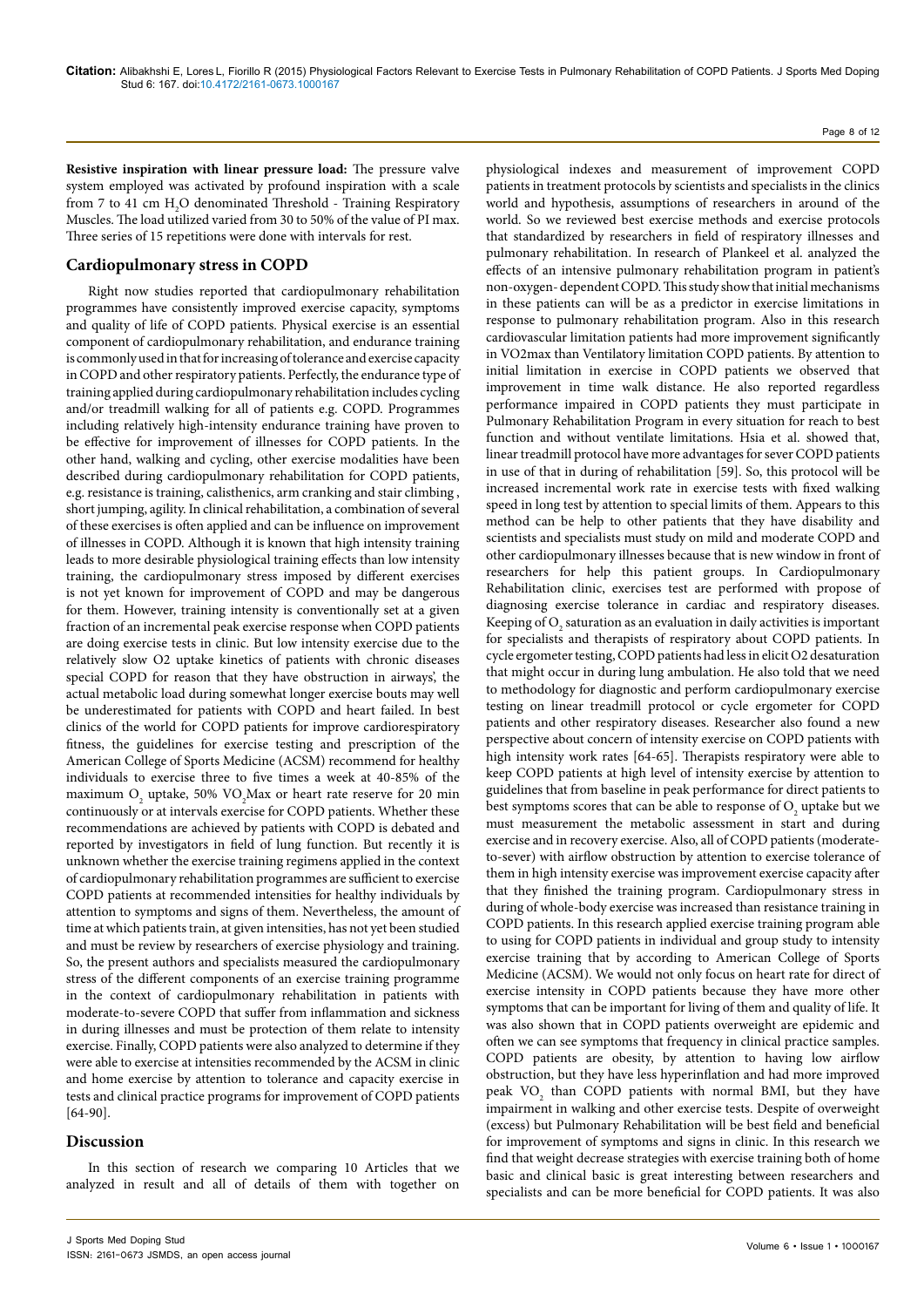**Resistive inspiration with linear pressure load:** The pressure valve system employed was activated by profound inspiration with a scale from 7 to 41 cm $H_2O$ denominated Threshold - Training Respiratory Muscles. The load utilized varied from 30 to 50% of the value of PI max. Three series of 15 repetitions were done with intervals for rest.

## Cardiopulmonary stress in COPD

Right now studies reported that cardiopulmonary rehabilitation programmes have consistently improved exercise capacity, symptoms and quality of life of COPD patients. Physical exercise is an essential component of cardiopulmonary rehabilitation, and endurance training is commonly used in that for increasing of tolerance and exercise capacity in COPD and other respiratory patients. Perfectly, the endurance type of training applied during cardiopulmonary rehabilitation includes cycling and/or treadmill walking for all of patients e.g. COPD. Programmes including relatively high-intensity endurance training have proven to be effective for improvement of illnesses for COPD patients. In the other hand, walking and cycling, other exercise modalities have been described during cardiopulmonary rehabilitation for COPD patients, e.g. resistance is training, calisthenics, arm cranking and stair climbing , short jumping, agility. In clinical rehabilitation, a combination of several of these exercises is often applied and can be influence on improvement of illnesses in COPD. Although it is known that high intensity training leads to more desirable physiological training effects than low intensity training, the cardiopulmonary stress imposed by different exercises is not yet known for improvement of COPD and may be dangerous for them. However, training intensity is conventionally set at a given fraction of an incremental peak exercise response when COPD patients are doing exercise tests in clinic. But low intensity exercise due to the relatively slow O2 uptake kinetics of patients with chronic diseases special COPD for reason that they have obstruction in airways', the actual metabolic load during somewhat longer exercise bouts may well be underestimated for patients with COPD and heart failed. In best clinics of the world for COPD patients for improve cardiorespiratory fitness, the guidelines for exercise testing and prescription of the American College of Sports Medicine (ACSM) recommend for healthy individuals to exercise three to five times a week at 40-85% of the maximum $O_2$ uptake, 50% $VO_2$Max or heart rate reserve for 20 min continuously or at intervals exercise for COPD patients. Whether these recommendations are achieved by patients with COPD is debated and reported by investigators in field of lung function. But recently it is unknown whether the exercise training regimens applied in the context of cardiopulmonary rehabilitation programmes are sufficient to exercise COPD patients at recommended intensities for healthy individuals by attention to symptoms and signs of them. Nevertheless, the amount of time at which patients train, at given intensities, has not yet been studied and must be review by researchers of exercise physiology and training. So, the present authors and specialists measured the cardiopulmonary stress of the different components of an exercise training programme in the context of cardiopulmonary rehabilitation in patients with moderate-to-severe COPD that suffer from inflammation and sickness in during illnesses and must be protection of them relate to intensity exercise. Finally, COPD patients were also analyzed to determine if they were able to exercise at intensities recommended by the ACSM in clinic and home exercise by attention to tolerance and capacity exercise in tests and clinical practice programs for improvement of COPD patients [64-90].

## Discussion

In this section of research we comparing 10 Articles that we analyzed in result and all of details of them with together on physiological indexes and measurement of improvement COPD patients in treatment protocols by scientists and specialists in the clinics world and hypothesis, assumptions of researchers in around of the world. So we reviewed best exercise methods and exercise protocols that standardized by researchers in field of respiratory illnesses and pulmonary rehabilitation. In research of Plankeel et al. analyzed the effects of an intensive pulmonary rehabilitation program in patient's non-oxygen- dependent COPD. This study show that initial mechanisms in these patients can will be as a predictor in exercise limitations in response to pulmonary rehabilitation program. Also in this research cardiovascular limitation patients had more improvement significantly in VO2max than Ventilatory limitation COPD patients. By attention to initial limitation in exercise in COPD patients we observed that improvement in time walk distance. He also reported regardless performance impaired in COPD patients they must participate in Pulmonary Rehabilitation Program in every situation for reach to best function and without ventilate limitations. Hsia et al. showed that, linear treadmill protocol have more advantages for sever COPD patients in use of that in during of rehabilitation [59]. So, this protocol will be increased incremental work rate in exercise tests with fixed walking speed in long test by attention to special limits of them. Appears to this method can be help to other patients that they have disability and scientists and specialists must study on mild and moderate COPD and other cardiopulmonary illnesses because that is new window in front of researchers for help this patient groups. In Cardiopulmonary Rehabilitation clinic, exercises test are performed with propose of diagnosing exercise tolerance in cardiac and respiratory diseases. Keeping of $O_2$ saturation as an evaluation in daily activities is important for specialists and therapists of respiratory about COPD patients. In cycle ergometer testing, COPD patients had less in elicit O2 desaturation that might occur in during lung ambulation. He also told that we need to methodology for diagnostic and perform cardiopulmonary exercise testing on linear treadmill protocol or cycle ergometer for COPD patients and other respiratory diseases. Researcher also found a new perspective about concern of intensity exercise on COPD patients with high intensity work rates [64-65]. Therapists respiratory were able to keep COPD patients at high level of intensity exercise by attention to guidelines that from baseline in peak performance for direct patients to best symptoms scores that can be able to response of $O_2$ uptake but we must measurement the metabolic assessment in start and during exercise and in recovery exercise. Also, all of COPD patients (moderate-to-sever) with airflow obstruction by attention to exercise tolerance of them in high intensity exercise was improvement exercise capacity after that they finished the training program. Cardiopulmonary stress in during of whole-body exercise was increased than resistance training in COPD patients. In this research applied exercise training program able to using for COPD patients in individual and group study to intensity exercise training that by according to American College of Sports Medicine (ACSM). We would not only focus on heart rate for direct of exercise intensity in COPD patients because they have more other symptoms that can be important for living of them and quality of life. It was also shown that in COPD patients overweight are epidemic and often we can see symptoms that frequency in clinical practice samples. COPD patients are obesity, by attention to having low airflow obstruction, but they have less hyperinflation and had more improved peak $VO_2$ than COPD patients with normal BMI, but they have impairment in walking and other exercise tests. Despite of overweight (excess) but Pulmonary Rehabilitation will be best field and beneficial for improvement of symptoms and signs in clinic. In this research we find that weight decrease strategies with exercise training both of home basic and clinical basic is great interesting between researchers and specialists and can be more beneficial for COPD patients. It was also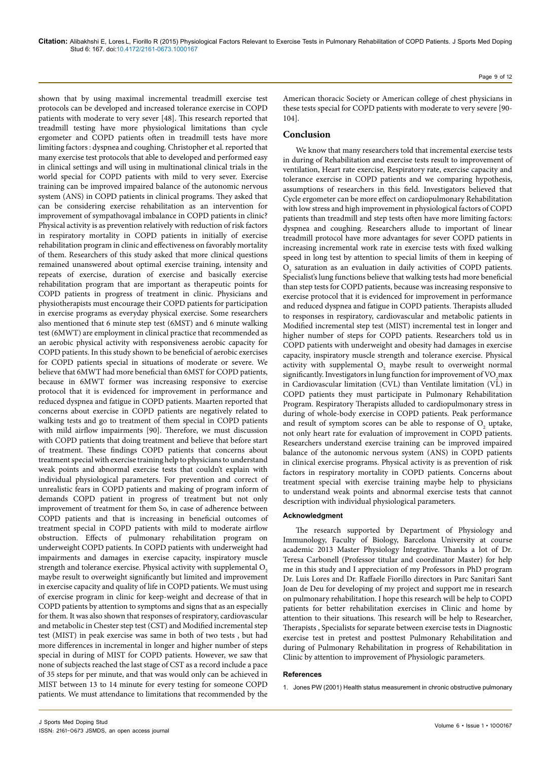shown that by using maximal incremental treadmill exercise test protocols can be developed and increased tolerance exercise in COPD patients with moderate to very sever [48]. This research reported that treadmill testing have more physiological limitations than cycle ergometer and COPD patients often in treadmill tests have more limiting factors : dyspnea and coughing. Christopher et al. reported that many exercise test protocols that able to developed and performed easy in clinical settings and will using in multinational clinical trials in the world special for COPD patients with mild to very sever. Exercise training can be improved impaired balance of the autonomic nervous system (ANS) in COPD patients in clinical programs. They asked that can be considering exercise rehabilitation as an intervention for improvement of sympathovagal imbalance in COPD patients in clinic? Physical activity is as prevention relatively with reduction of risk factors in respiratory mortality in COPD patients in initially of exercise rehabilitation program in clinic and effectiveness on favorably mortality of them. Researchers of this study asked that more clinical questions remained unanswered about optimal exercise training, intensity and repeats of exercise, duration of exercise and basically exercise rehabilitation program that are important as therapeutic points for COPD patients in progress of treatment in clinic. Physicians and physiotherapists must encourage their COPD patients for participation in exercise programs as everyday physical exercise. Some researchers also mentioned that 6 minute step test (6MST) and 6 minute walking test (6MWT) are employment in clinical practice that recommended as an aerobic physical activity with responsiveness aerobic capacity for COPD patients. In this study shown to be beneficial of aerobic exercises for COPD patients special in situations of moderate or severe. We believe that 6MWT had more beneficial than 6MST for COPD patients, because in 6MWT former was increasing responsive to exercise protocol that it is evidenced for improvement in performance and reduced dyspnea and fatigue in COPD patients. Maarten reported that concerns about exercise in COPD patients are negatively related to walking tests and go to treatment of them special in COPD patients with mild airflow impairments [90]. Therefore, we must discussion with COPD patients that doing treatment and believe that before start of treatment. These findings COPD patients that concerns about treatment special with exercise training help to physicians to understand weak points and abnormal exercise tests that couldn't explain with individual physiological parameters. For prevention and correct of unrealistic fears in COPD patients and making of program inform of demands COPD patient in progress of treatment but not only improvement of treatment for them So, in case of adherence between COPD patients and that is increasing in beneficial outcomes of treatment special in COPD patients with mild to moderate airflow obstruction. Effects of pulmonary rehabilitation program on underweight COPD patients. In COPD patients with underweight had impairments and damages in exercise capacity, inspiratory muscle strength and tolerance exercise. Physical activity with supplemental $O_2$ maybe result to overweight significantly but limited and improvement in exercise capacity and quality of life in COPD patients. We must using of exercise program in clinic for keep-weight and decrease of that in COPD patients by attention to symptoms and signs that as an especially for them. It was also shown that responses of respiratory, cardiovascular and metabolic in Chester step test (CST) and Modified incremental step test (MIST) in peak exercise was same in both of two tests , but had more differences in incremental in longer and higher number of steps special in during of MIST for COPD patients. However, we saw that none of subjects reached the last stage of CST as a record include a pace of 35 steps for per minute, and that was would only can be achieved in MIST between 13 to 14 minute for every testing for someone COPD patients. We must attendance to limitations that recommended by the American thoracic Society or American college of chest physicians in these tests special for COPD patients with moderate to very severe [90-104].

## Conclusion

We know that many researchers told that incremental exercise tests in during of Rehabilitation and exercise tests result to improvement of ventilation, Heart rate exercise, Respiratory rate, exercise capacity and tolerance exercise in COPD patients and we comparing hypothesis, assumptions of researchers in this field. Investigators believed that Cycle ergometer can be more effect on cardiopulmonary Rehabilitation with low stress and high improvement in physiological factors of COPD patients than treadmill and step tests often have more limiting factors: dyspnea and coughing. Researchers allude to important of linear treadmill protocol have more advantages for sever COPD patients in increasing incremental work rate in exercise tests with fixed walking speed in long test by attention to special limits of them in keeping of $O_2$ saturation as an evaluation in daily activities of COPD patients. Specialist's lung functions believe that walking tests had more beneficial than step tests for COPD patients, because was increasing responsive to exercise protocol that it is evidenced for improvement in performance and reduced dyspnea and fatigue in COPD patients. Therapists alluded to responses in respiratory, cardiovascular and metabolic patients in Modified incremental step test (MIST) incremental test in longer and higher number of steps for COPD patients. Researchers told us in COPD patients with underweight and obesity had damages in exercise capacity, inspiratory muscle strength and tolerance exercise. Physical activity with supplemental $O_2$ maybe result to overweight normal significantly. Investigators in lung function for improvement of $VO_2max$ in Cardiovascular limitation (CVL) than Ventilate limitation (VL) in COPD patients they must participate in Pulmonary Rehabilitation Program. Respiratory Therapists alluded to cardiopulmonary stress in during of whole-body exercise in COPD patients. Peak performance and result of symptom scores can be able to response of $O_2$ uptake, not only heart rate for evaluation of improvement in COPD patients. Researchers understand exercise training can be improved impaired balance of the autonomic nervous system (ANS) in COPD patients in clinical exercise programs. Physical activity is as prevention of risk factors in respiratory mortality in COPD patients. Concerns about treatment special with exercise training maybe help to physicians to understand weak points and abnormal exercise tests that cannot description with individual physiological parameters.

### Acknowledgment

The research supported by Department of Physiology and Immunology, Faculty of Biology, Barcelona University at course academic 2013 Master Physiology Integrative. Thanks a lot of Dr. Teresa Carbonell (Professor titular and coordinator Master) for help me in this study and I appreciation of my Professors in PhD program Dr. Luis Lores and Dr. Raffaele Fiorillo directors in Parc Sanitari Sant Joan de Deu for developing of my project and support me in research on pulmonary rehabilitation. I hope this research will be help to COPD patients for better rehabilitation exercises in Clinic and home by attention to their situations. This research will be help to Researcher, Therapists , Specialists for separate between exercise tests in Diagnostic exercise test in pretest and posttest Pulmonary Rehabilitation and during of Pulmonary Rehabilitation in progress of Rehabilitation in Clinic by attention to improvement of Physiologic parameters.

### References

1. Jones PW (2001) Health status measurement in chronic obstructive pulmonary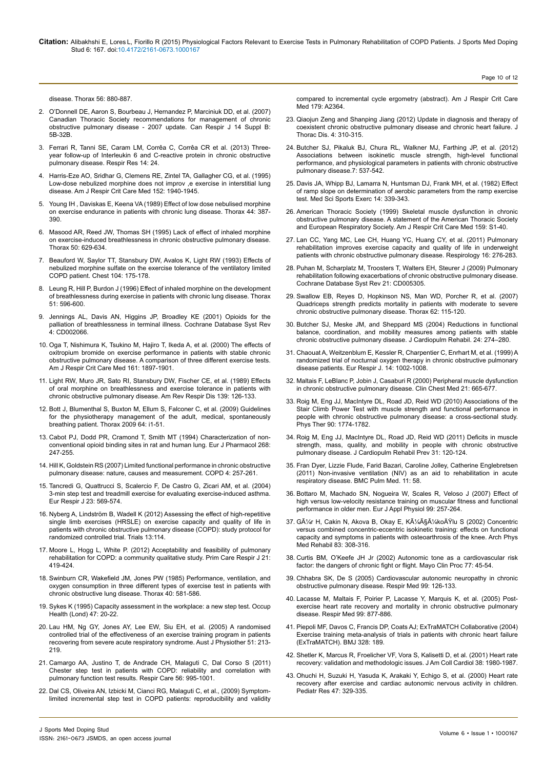disease. Thorax 56: 880-887.

2. O'Donnell DE, Aaron S, Bourbeau J, Hernandez P, Marciniuk DD, et al. (2007) Canadian Thoracic Society recommendations for management of chronic obstructive pulmonary disease - 2007 update. Can Respir J 14 Suppl B: 5B-32B.
3. Ferrari R, Tanni SE, Caram LM, Corrêa C, Corrêa CR et al. (2013) Three-year follow-up of Interleukin 6 and C-reactive protein in chronic obstructive pulmonary disease. Respir Res 14: 24.
4. Harris-Eze AO, Sridhar G, Clemens RE, Zintel TA, Gallagher CG, et al. (1995) Low-dose nebulized morphine does not improv ,e exercise in interstitial lung disease. Am J Respir Crit Care Med 152: 1940-1945.
5. Young IH , Daviskas E, Keena VA (1989) Effect of low dose nebulised morphine on exercise endurance in patients with chronic lung disease. Thorax 44: 387-390.
6. Masood AR, Reed JW, Thomas SH (1995) Lack of effect of inhaled morphine on exercise-induced breathlessness in chronic obstructive pulmonary disease. Thorax 50: 629-634.
7. Beauford W, Saylor TT, Stansbury DW, Avalos K, Light RW (1993) Effects of nebulized morphine sulfate on the exercise tolerance of the ventilatory limited COPD patient. Chest 104: 175-178.
8. Leung R, Hill P, Burdon J (1996) Effect of inhaled morphine on the development of breathlessness during exercise in patients with chronic lung disease. Thorax 51: 596-600.
9. Jennings AL, Davis AN, Higgins JP, Broadley KE (2001) Opioids for the palliation of breathlessness in terminal illness. Cochrane Database Syst Rev 4: CD002066.
10. Oga T, Nishimura K, Tsukino M, Hajiro T, Ikeda A, et al. (2000) The effects of oxitropium bromide on exercise performance in patients with stable chronic obstructive pulmonary disease. A comparison of three different exercise tests. Am J Respir Crit Care Med 161: 1897-1901.
11. Light RW, Muro JR, Sato RI, Stansbury DW, Fischer CE, et al. (1989) Effects of oral morphine on breathlessness and exercise tolerance in patients with chronic obstructive pulmonary disease. Am Rev Respir Dis 139: 126-133.
12. Bott J, Blumenthal S, Buxton M, Ellum S, Falconer C, et al. (2009) Guidelines for the physiotherapy management of the adult, medical, spontaneously breathing patient. Thorax 2009 64: i1-51.
13. Cabot PJ, Dodd PR, Cramond T, Smith MT (1994) Characterization of non-conventional opioid binding sites in rat and human lung. Eur J Pharmacol 268: 247-255.
14. Hill K, Goldstein RS (2007) Limited functional performance in chronic obstructive pulmonary disease: nature, causes and measurement. COPD 4: 257-261.
15. Tancredi G, Quattrucci S, Scalercio F, De Castro G, Zicari AM, et al. (2004) 3-min step test and treadmill exercise for evaluating exercise-induced asthma. Eur Respir J 23: 569-574.
16. Nyberg A, Lindström B, Wadell K (2012) Assessing the effect of high-repetitive single limb exercises (HRSLE) on exercise capacity and quality of life in patients with chronic obstructive pulmonary disease (COPD): study protocol for randomized controlled trial. Trials 13:114.
17. Moore L, Hogg L, White P. (2012) Acceptability and feasibility of pulmonary rehabilitation for COPD: a community qualitative study. Prim Care Respir J 21: 419-424.
18. Swinburn CR, Wakefield JM, Jones PW (1985) Performance, ventilation, and oxygen consumption in three different types of exercise test in patients with chronic obstructive lung disease. Thorax 40: 581-586.
19. Sykes K (1995) Capacity assessment in the workplace: a new step test. Occup Health (Lond) 47: 20-22.
20. Lau HM, Ng GY, Jones AY, Lee EW, Siu EH, et al. (2005) A randomised controlled trial of the effectiveness of an exercise training program in patients recovering from severe acute respiratory syndrome. Aust J Physiother 51: 213-219.
21. Camargo AA, Justino T, de Andrade CH, Malaguti C, Dal Corso S (2011) Chester step test in patients with COPD: reliability and correlation with pulmonary function test results. Respir Care 56: 995-1001.
22. Dal CS, Oliveira AN, Izbicki M, Cianci RG, Malaguti C, et al., (2009) Symptom-limited incremental step test in COPD patients: reproducibility and validity compared to incremental cycle ergometry (abstract). Am J Respir Crit Care Med 179: A2364.
23. Qiaojun Zeng and Shanping Jiang (2012) Update in diagnosis and therapy of coexistent chronic obstructive pulmonary disease and chronic heart failure. J Thorac Dis. 4: 310-315.
24. Butcher SJ, Pikaluk BJ, Chura RL, Walkner MJ, Farthing JP, et al. (2012) Associations between isokinetic muscle strength, high-level functional performance, and physiological parameters in patients with chronic obstructive pulmonary disease.7: 537-542.
25. Davis JA, Whipp BJ, Lamarra N, Huntsman DJ, Frank MH, et al. (1982) Effect of ramp slope on determination of aerobic parameters from the ramp exercise test. Med Sci Sports Exerc 14: 339-343.
26. American Thoracic Society (1999) Skeletal muscle dysfunction in chronic obstructive pulmonary disease. A statement of the American Thoracic Society and European Respiratory Society. Am J Respir Crit Care Med 159: S1-40.
27. Lan CC, Yang MC, Lee CH, Huang YC, Huang CY, et al. (2011) Pulmonary rehabilitation improves exercise capacity and quality of life in underweight patients with chronic obstructive pulmonary disease. Respirology 16: 276-283.
28. Puhan M, Scharplatz M, Troosters T, Walters EH, Steurer J (2009) Pulmonary rehabilitation following exacerbations of chronic obstructive pulmonary disease. Cochrane Database Syst Rev 21: CD005305.
29. Swallow EB, Reyes D, Hopkinson NS, Man WD, Porcher R, et al. (2007) Quadriceps strength predicts mortality in patients with moderate to severe chronic obstructive pulmonary disease. Thorax 62: 115-120.
30. Butcher SJ, Meske JM, and Sheppard MS (2004) Reductions in functional balance, coordination, and mobility measures among patients with stable chronic obstructive pulmonary disease. J Cardiopulm Rehabil. 24: 274–280.
31. Chaouat A, Weitzenblum E, Kessler R, Charpentier C, Enrhart M, et al. (1999) A randomized trial of nocturnal oxygen therapy in chronic obstructive pulmonary disease patients. Eur Respir J. 14: 1002-1008.
32. Maltais F, LeBlanc P, Jobin J, Casaburi R (2000) Peripheral muscle dysfunction in chronic obstructive pulmonary disease. Clin Chest Med 21: 665-677.
33. Roig M, Eng JJ, MacIntyre DL, Road JD, Reid WD (2010) Associations of the Stair Climb Power Test with muscle strength and functional performance in people with chronic obstructive pulmonary disease: a cross-sectional study. Phys Ther 90: 1774-1782.
34. Roig M, Eng JJ, MacIntyre DL, Road JD, Reid WD (2011) Deficits in muscle strength, mass, quality, and mobility in people with chronic obstructive pulmonary disease. J Cardiopulm Rehabil Prev 31: 120-124.
35. Fran Dyer, Lizzie Flude, Farid Bazari, Caroline Jolley, Catherine Englebretsen (2011) Non-invasive ventilation (NIV) as an aid to rehabilitation in acute respiratory disease. BMC Pulm Med. 11: 58.
36. Bottaro M, Machado SN, Nogueira W, Scales R, Veloso J (2007) Effect of high versus low-velocity resistance training on muscular fitness and functional performance in older men. Eur J Appl Physiol 99: 257-264.
37. GÃ¼r H, Cakin N, Akova B, Okay E, KÃ¼Ã§Ã¼koÄŸlu S (2002) Concentric versus combined concentric-eccentric isokinetic training: effects on functional capacity and symptoms in patients with osteoarthrosis of the knee. Arch Phys Med Rehabil 83: 308-316.
38. Curtis BM, O'Keefe JH Jr (2002) Autonomic tone as a cardiovascular risk factor: the dangers of chronic fight or flight. Mayo Clin Proc 77: 45-54.
39. Chhabra SK, De S (2005) Cardiovascular autonomic neuropathy in chronic obstructive pulmonary disease. Respir Med 99: 126-133.
40. Lacasse M, Maltais F, Poirier P, Lacasse Y, Marquis K, et al. (2005) Post-exercise heart rate recovery and mortality in chronic obstructive pulmonary disease. Respir Med 99: 877-886.
41. Piepoli MF, Davos C, Francis DP, Coats AJ; ExTraMATCH Collaborative (2004) Exercise training meta-analysis of trials in patients with chronic heart failure (ExTraMATCH). BMJ 328: 189.
42. Shetler K, Marcus R, Froelicher VF, Vora S, Kalisetti D, et al. (2001) Heart rate recovery: validation and methodologic issues. J Am Coll Cardiol 38: 1980-1987.
43. Ohuchi H, Suzuki H, Yasuda K, Arakaki Y, Echigo S, et al. (2000) Heart rate recovery after exercise and cardiac autonomic nervous activity in children. Pediatr Res 47: 329-335.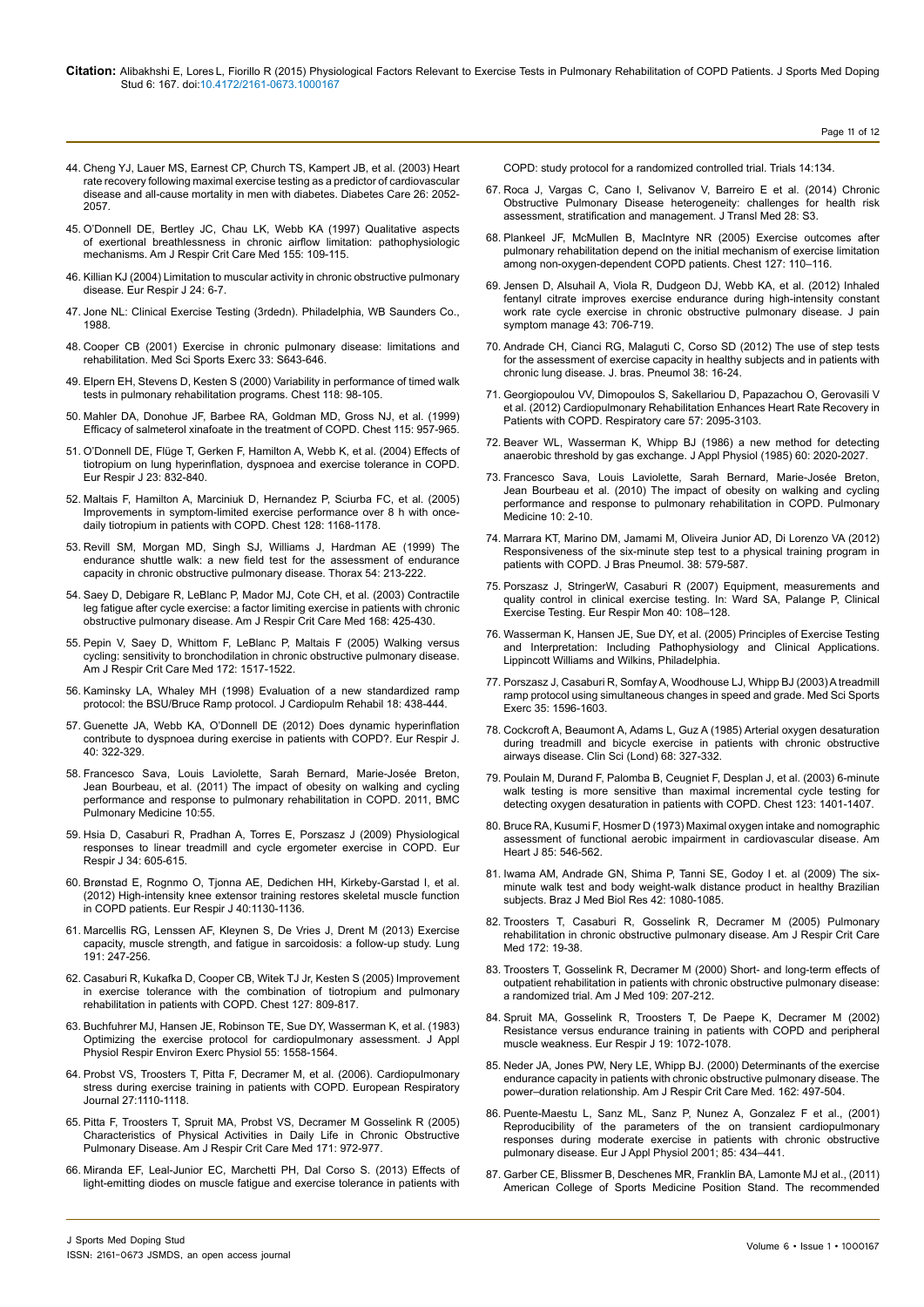44. Cheng YJ, Lauer MS, Earnest CP, Church TS, Kampert JB, et al. (2003) Heart rate recovery following maximal exercise testing as a predictor of cardiovascular disease and all-cause mortality in men with diabetes. Diabetes Care 26: 2052-2057.

45. O'Donnell DE, Bertley JC, Chau LK, Webb KA (1997) Qualitative aspects of exertional breathlessness in chronic airflow limitation: pathophysiologic mechanisms. Am J Respir Crit Care Med 155: 109-115.

46. Killian KJ (2004) Limitation to muscular activity in chronic obstructive pulmonary disease. Eur Respir J 24: 6-7.

47. Jone NL: Clinical Exercise Testing (3rdedn). Philadelphia, WB Saunders Co., 1988.

48. Cooper CB (2001) Exercise in chronic pulmonary disease: limitations and rehabilitation. Med Sci Sports Exerc 33: S643-646.

49. Elpern EH, Stevens D, Kesten S (2000) Variability in performance of timed walk tests in pulmonary rehabilitation programs. Chest 118: 98-105.

50. Mahler DA, Donohue JF, Barbee RA, Goldman MD, Gross NJ, et al. (1999) Efficacy of salmeterol xinafoate in the treatment of COPD. Chest 115: 957-965.

51. O'Donnell DE, Flüge T, Gerken F, Hamilton A, Webb K, et al. (2004) Effects of tiotropium on lung hyperinflation, dyspnoea and exercise tolerance in COPD. Eur Respir J 23: 832-840.

52. Maltais F, Hamilton A, Marciniuk D, Hernandez P, Sciurba FC, et al. (2005) Improvements in symptom-limited exercise performance over 8 h with once-daily tiotropium in patients with COPD. Chest 128: 1168-1178.

53. Revill SM, Morgan MD, Singh SJ, Williams J, Hardman AE (1999) The endurance shuttle walk: a new field test for the assessment of endurance capacity in chronic obstructive pulmonary disease. Thorax 54: 213-222.

54. Saey D, Debigare R, LeBlanc P, Mador MJ, Cote CH, et al. (2003) Contractile leg fatigue after cycle exercise: a factor limiting exercise in patients with chronic obstructive pulmonary disease. Am J Respir Crit Care Med 168: 425-430.

55. Pepin V, Saey D, Whittom F, LeBlanc P, Maltais F (2005) Walking versus cycling: sensitivity to bronchodilation in chronic obstructive pulmonary disease. Am J Respir Crit Care Med 172: 1517-1522.

56. Kaminsky LA, Whaley MH (1998) Evaluation of a new standardized ramp protocol: the BSU/Bruce Ramp protocol. J Cardiopulm Rehabil 18: 438-444.

57. Guenette JA, Webb KA, O'Donnell DE (2012) Does dynamic hyperinflation contribute to dyspnoea during exercise in patients with COPD?. Eur Respir J. 40: 322-329.

58. Francesco Sava, Louis Laviolette, Sarah Bernard, Marie-Josée Breton, Jean Bourbeau, et al. (2011) The impact of obesity on walking and cycling performance and response to pulmonary rehabilitation in COPD. 2011, BMC Pulmonary Medicine 10:55.

59. Hsia D, Casaburi R, Pradhan A, Torres E, Porszasz J (2009) Physiological responses to linear treadmill and cycle ergometer exercise in COPD. Eur Respir J 34: 605-615.

60. Brønstad E, Rognmo O, Tjonna AE, Dedichen HH, Kirkeby-Garstad I, et al. (2012) High-intensity knee extensor training restores skeletal muscle function in COPD patients. Eur Respir J 40:1130-1136.

61. Marcellis RG, Lenssen AF, Kleynen S, De Vries J, Drent M (2013) Exercise capacity, muscle strength, and fatigue in sarcoidosis: a follow-up study. Lung 191: 247-256.

62. Casaburi R, Kukafka D, Cooper CB, Witek TJ Jr, Kesten S (2005) Improvement in exercise tolerance with the combination of tiotropium and pulmonary rehabilitation in patients with COPD. Chest 127: 809-817.

63. Buchfuhrer MJ, Hansen JE, Robinson TE, Sue DY, Wasserman K, et al. (1983) Optimizing the exercise protocol for cardiopulmonary assessment. J Appl Physiol Respir Environ Exerc Physiol 55: 1558-1564.

64. Probst VS, Troosters T, Pitta F, Decramer M, et al. (2006). Cardiopulmonary stress during exercise training in patients with COPD. European Respiratory Journal 27:1110-1118.

65. Pitta F, Troosters T, Spruit MA, Probst VS, Decramer M Gosselink R (2005) Characteristics of Physical Activities in Daily Life in Chronic Obstructive Pulmonary Disease. Am J Respir Crit Care Med 171: 972-977.

66. Miranda EF, Leal-Junior EC, Marchetti PH, Dal Corso S. (2013) Effects of light-emitting diodes on muscle fatigue and exercise tolerance in patients with COPD: study protocol for a randomized controlled trial. Trials 14:134.

67. Roca J, Vargas C, Cano I, Selivanov V, Barreiro E et al. (2014) Chronic Obstructive Pulmonary Disease heterogeneity: challenges for health risk assessment, stratification and management. J Transl Med 28: S3.

68. Plankeel JF, McMullen B, MacIntyre NR (2005) Exercise outcomes after pulmonary rehabilitation depend on the initial mechanism of exercise limitation among non-oxygen-dependent COPD patients. Chest 127: 110–116.

69. Jensen D, Alsuhail A, Viola R, Dudgeon DJ, Webb KA, et al. (2012) Inhaled fentanyl citrate improves exercise endurance during high-intensity constant work rate cycle exercise in chronic obstructive pulmonary disease. J pain symptom manage 43: 706-719.

70. Andrade CH, Cianci RG, Malaguti C, Corso SD (2012) The use of step tests for the assessment of exercise capacity in healthy subjects and in patients with chronic lung disease. J. bras. Pneumol 38: 16-24.

71. Georgiopoulou VV, Dimopoulos S, Sakellariou D, Papazachou O, Gerovasili V et al. (2012) Cardiopulmonary Rehabilitation Enhances Heart Rate Recovery in Patients with COPD. Respiratory care 57: 2095-3103.

72. Beaver WL, Wasserman K, Whipp BJ (1986) a new method for detecting anaerobic threshold by gas exchange. J Appl Physiol (1985) 60: 2020-2027.

73. Francesco Sava, Louis Laviolette, Sarah Bernard, Marie-Josée Breton, Jean Bourbeau et al. (2010) The impact of obesity on walking and cycling performance and response to pulmonary rehabilitation in COPD. Pulmonary Medicine 10: 2-10.

74. Marrara KT, Marino DM, Jamami M, Oliveira Junior AD, Di Lorenzo VA (2012) Responsiveness of the six-minute step test to a physical training program in patients with COPD. J Bras Pneumol. 38: 579-587.

75. Porszasz J, StringerW, Casaburi R (2007) Equipment, measurements and quality control in clinical exercise testing. In: Ward SA, Palange P, Clinical Exercise Testing. Eur Respir Mon 40: 108–128.

76. Wasserman K, Hansen JE, Sue DY, et al. (2005) Principles of Exercise Testing and Interpretation: Including Pathophysiology and Clinical Applications. Lippincott Williams and Wilkins, Philadelphia.

77. Porszasz J, Casaburi R, Somfay A, Woodhouse LJ, Whipp BJ (2003) A treadmill ramp protocol using simultaneous changes in speed and grade. Med Sci Sports Exerc 35: 1596-1603.

78. Cockcroft A, Beaumont A, Adams L, Guz A (1985) Arterial oxygen desaturation during treadmill and bicycle exercise in patients with chronic obstructive airways disease. Clin Sci (Lond) 68: 327-332.

79. Poulain M, Durand F, Palomba B, Ceugniet F, Desplan J, et al. (2003) 6-minute walk testing is more sensitive than maximal incremental cycle testing for detecting oxygen desaturation in patients with COPD. Chest 123: 1401-1407.

80. Bruce RA, Kusumi F, Hosmer D (1973) Maximal oxygen intake and nomographic assessment of functional aerobic impairment in cardiovascular disease. Am Heart J 85: 546-562.

81. Iwama AM, Andrade GN, Shima P, Tanni SE, Godoy I et. al (2009) The six-minute walk test and body weight-walk distance product in healthy Brazilian subjects. Braz J Med Biol Res 42: 1080-1085.

82. Troosters T, Casaburi R, Gosselink R, Decramer M (2005) Pulmonary rehabilitation in chronic obstructive pulmonary disease. Am J Respir Crit Care Med 172: 19-38.

83. Troosters T, Gosselink R, Decramer M (2000) Short- and long-term effects of outpatient rehabilitation in patients with chronic obstructive pulmonary disease: a randomized trial. Am J Med 109: 207-212.

84. Spruit MA, Gosselink R, Troosters T, De Paepe K, Decramer M (2002) Resistance versus endurance training in patients with COPD and peripheral muscle weakness. Eur Respir J 19: 1072-1078.

85. Neder JA, Jones PW, Nery LE, Whipp BJ. (2000) Determinants of the exercise endurance capacity in patients with chronic obstructive pulmonary disease. The power–duration relationship. Am J Respir Crit Care Med. 162: 497-504.

86. Puente-Maestu L, Sanz ML, Sanz P, Nunez A, Gonzalez F et al., (2001) Reproducibility of the parameters of the on transient cardiopulmonary responses during moderate exercise in patients with chronic obstructive pulmonary disease. Eur J Appl Physiol 2001; 85: 434–441.

87. Garber CE, Blissmer B, Deschenes MR, Franklin BA, Lamonte MJ et al., (2011) American College of Sports Medicine Position Stand. The recommended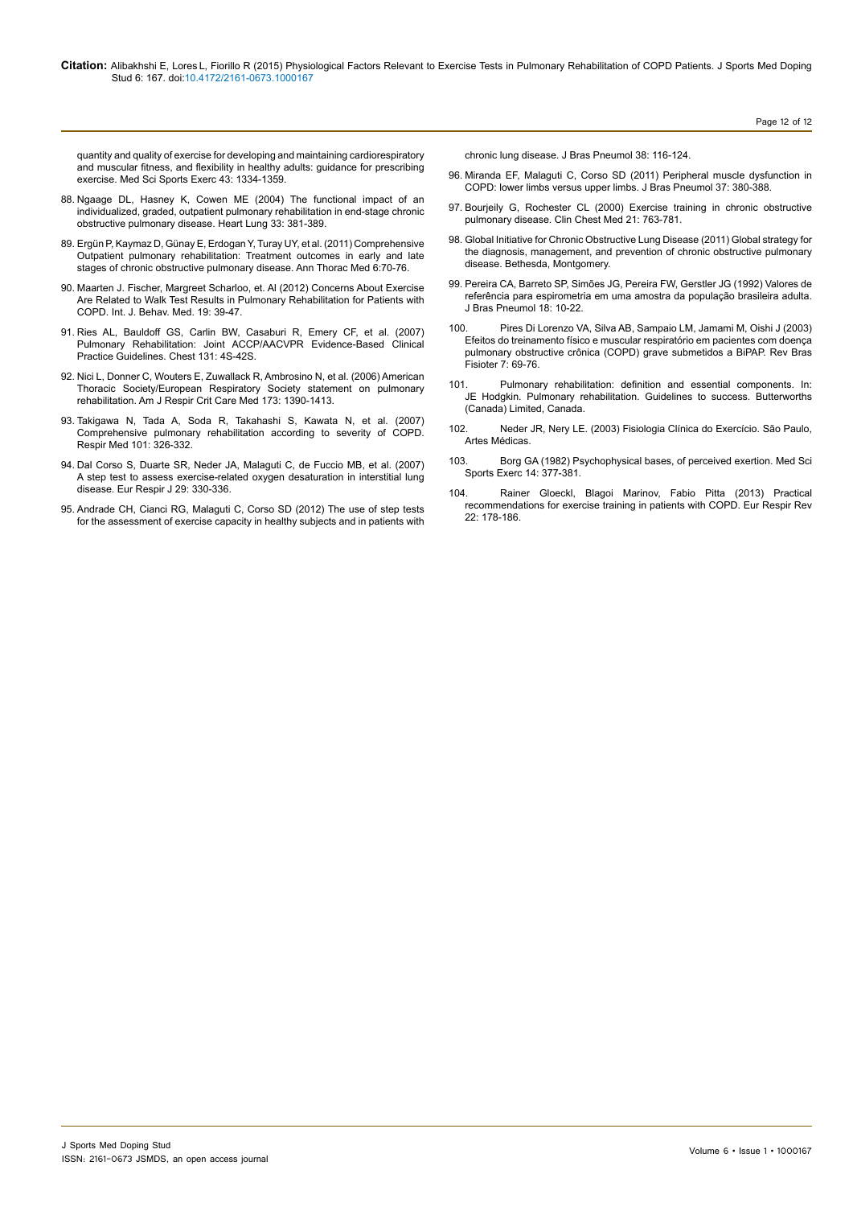quantity and quality of exercise for developing and maintaining cardiorespiratory and muscular fitness, and flexibility in healthy adults: guidance for prescribing exercise. Med Sci Sports Exerc 43: 1334-1359.

88. Ngaage DL, Hasney K, Cowen ME (2004) The functional impact of an individualized, graded, outpatient pulmonary rehabilitation in end-stage chronic obstructive pulmonary disease. Heart Lung 33: 381-389.

89. Ergün P, Kaymaz D, Günay E, Erdogan Y, Turay UY, et al. (2011) Comprehensive Outpatient pulmonary rehabilitation: Treatment outcomes in early and late stages of chronic obstructive pulmonary disease. Ann Thorac Med 6:70-76.

90. Maarten J. Fischer, Margreet Scharloo, et. Al (2012) Concerns About Exercise Are Related to Walk Test Results in Pulmonary Rehabilitation for Patients with COPD. Int. J. Behav. Med. 19: 39-47.

91. Ries AL, Bauldoff GS, Carlin BW, Casaburi R, Emery CF, et al. (2007) Pulmonary Rehabilitation: Joint ACCP/AACVPR Evidence-Based Clinical Practice Guidelines. Chest 131: 4S-42S.

92. Nici L, Donner C, Wouters E, Zuwallack R, Ambrosino N, et al. (2006) American Thoracic Society/European Respiratory Society statement on pulmonary rehabilitation. Am J Respir Crit Care Med 173: 1390-1413.

93. Takigawa N, Tada A, Soda R, Takahashi S, Kawata N, et al. (2007) Comprehensive pulmonary rehabilitation according to severity of COPD. Respir Med 101: 326-332.

94. Dal Corso S, Duarte SR, Neder JA, Malaguti C, de Fuccio MB, et al. (2007) A step test to assess exercise-related oxygen desaturation in interstitial lung disease. Eur Respir J 29: 330-336.

95. Andrade CH, Cianci RG, Malaguti C, Corso SD (2012) The use of step tests for the assessment of exercise capacity in healthy subjects and in patients with chronic lung disease. J Bras Pneumol 38: 116-124.

96. Miranda EF, Malaguti C, Corso SD (2011) Peripheral muscle dysfunction in COPD: lower limbs versus upper limbs. J Bras Pneumol 37: 380-388.

97. Bourjeily G, Rochester CL (2000) Exercise training in chronic obstructive pulmonary disease. Clin Chest Med 21: 763-781.

98. Global Initiative for Chronic Obstructive Lung Disease (2011) Global strategy for the diagnosis, management, and prevention of chronic obstructive pulmonary disease. Bethesda, Montgomery.

99. Pereira CA, Barreto SP, Simões JG, Pereira FW, Gerstler JG (1992) Valores de referência para espirometria em uma amostra da população brasileira adulta. J Bras Pneumol 18: 10-22.

100. Pires Di Lorenzo VA, Silva AB, Sampaio LM, Jamami M, Oishi J (2003) Efeitos do treinamento físico e muscular respiratório em pacientes com doença pulmonary obstructive crônica (COPD) grave submetidos a BiPAP. Rev Bras Fisioter 7: 69-76.

101. Pulmonary rehabilitation: definition and essential components. In: JE Hodgkin. Pulmonary rehabilitation. Guidelines to success. Butterworths (Canada) Limited, Canada.

102. Neder JR, Nery LE. (2003) Fisiologia Clínica do Exercício. São Paulo, Artes Médicas.

103. Borg GA (1982) Psychophysical bases, of perceived exertion. Med Sci Sports Exerc 14: 377-381.

104. Rainer Gloeckl, Blagoi Marinov, Fabio Pitta (2013) Practical recommendations for exercise training in patients with COPD. Eur Respir Rev 22: 178-186.